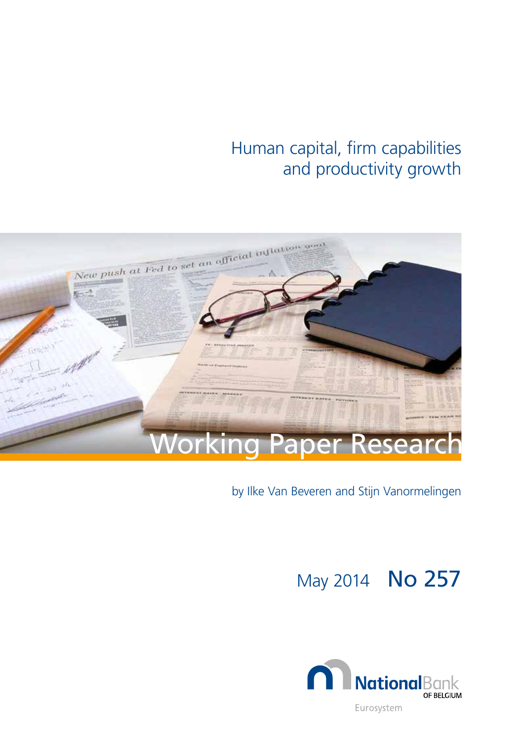# Human capital, firm capabilities and productivity growth

Working Paper Research

by Ilke Van Beveren and Stijn Vanormelingen

May 2014 No 257

National Bank OF BELGIUM

Eurosystem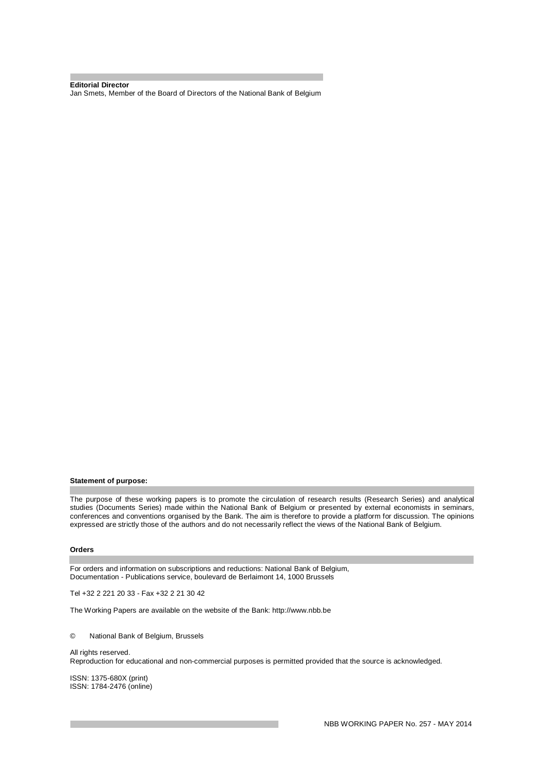**Editorial Director**

Jan Smets, Member of the Board of Directors of the National Bank of Belgium

**Statement of purpose:**

The purpose of these working papers is to promote the circulation of research results (Research Series) and analytical studies (Documents Series) made within the National Bank of Belgium or presented by external economists in seminars, conferences and conventions organised by the Bank. The aim is therefore to provide a platform for discussion. The opinions expressed are strictly those of the authors and do not necessarily reflect the views of the National Bank of Belgium.

**Orders**

For orders and information on subscriptions and reductions: National Bank of Belgium, Documentation - Publications service, boulevard de Berlaimont 14, 1000 Brussels

Tel +32 2 221 20 33 - Fax +32 2 21 30 42

The Working Papers are available on the website of the Bank: http://www.nbb.be

© National Bank of Belgium, Brussels

All rights reserved.
Reproduction for educational and non-commercial purposes is permitted provided that the source is acknowledged.

ISSN: 1375-680X (print)
ISSN: 1784-2476 (online)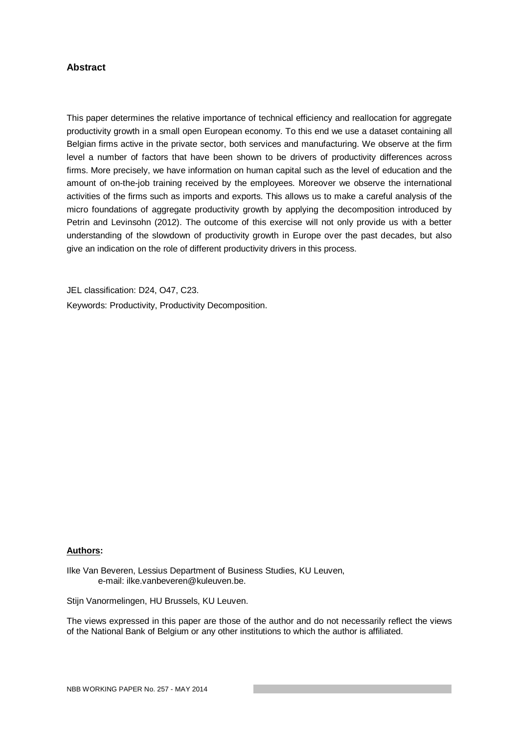## Abstract

This paper determines the relative importance of technical efficiency and reallocation for aggregate productivity growth in a small open European economy. To this end we use a dataset containing all Belgian firms active in the private sector, both services and manufacturing. We observe at the firm level a number of factors that have been shown to be drivers of productivity differences across firms. More precisely, we have information on human capital such as the level of education and the amount of on-the-job training received by the employees. Moreover we observe the international activities of the firms such as imports and exports. This allows us to make a careful analysis of the micro foundations of aggregate productivity growth by applying the decomposition introduced by Petrin and Levinsohn (2012). The outcome of this exercise will not only provide us with a better understanding of the slowdown of productivity growth in Europe over the past decades, but also give an indication on the role of different productivity drivers in this process.

JEL classification: D24, O47, C23.

Keywords: Productivity, Productivity Decomposition.

**Authors:**

Ilke Van Beveren, Lessius Department of Business Studies, KU Leuven,
e-mail: ilke.vanbeveren@kuleuven.be.

Stijn Vanormelingen, HU Brussels, KU Leuven.

The views expressed in this paper are those of the author and do not necessarily reflect the views of the National Bank of Belgium or any other institutions to which the author is affiliated.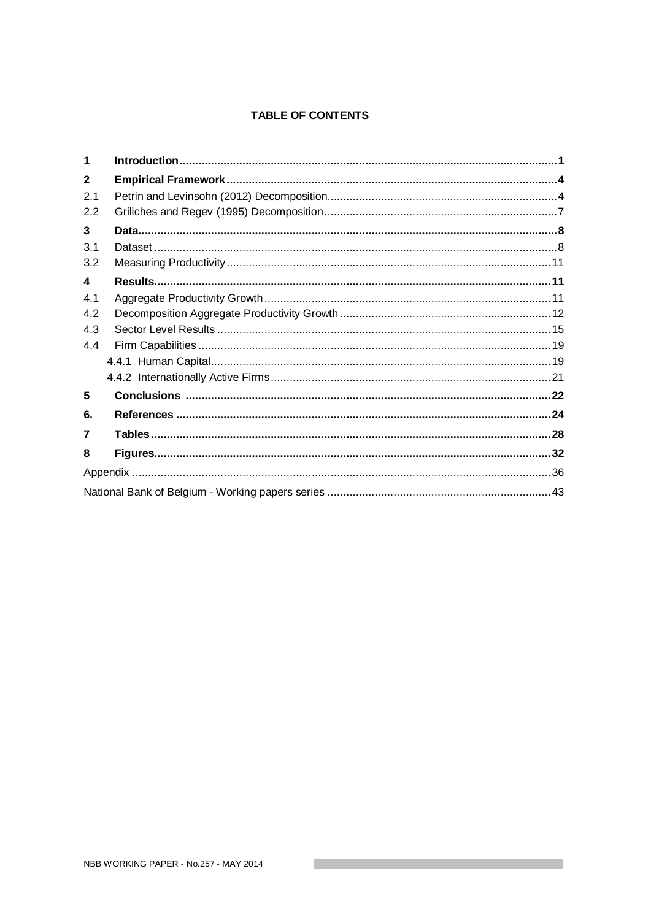**TABLE OF CONTENTS**

| | | |
|---|---|---|
| **1** | **Introduction** | **1** |
| **2** | **Empirical Framework** | **4** |
| 2.1 | Petrin and Levinsohn (2012) Decomposition | 4 |
| 2.2 | Griliches and Regev (1995) Decomposition | 7 |
| **3** | **Data** | **8** |
| 3.1 | Dataset | 8 |
| 3.2 | Measuring Productivity | 11 |
| **4** | **Results** | **11** |
| 4.1 | Aggregate Productivity Growth | 11 |
| 4.2 | Decomposition Aggregate Productivity Growth | 12 |
| 4.3 | Sector Level Results | 15 |
| 4.4 | Firm Capabilities | 19 |
| | 4.4.1 Human Capital | 19 |
| | 4.4.2 Internationally Active Firms | 21 |
| **5** | **Conclusions** | **22** |
| **6.** | **References** | **24** |
| **7** | **Tables** | **28** |
| **8** | **Figures** | **32** |
| | Appendix | 36 |
| | National Bank of Belgium - Working papers series | 43 |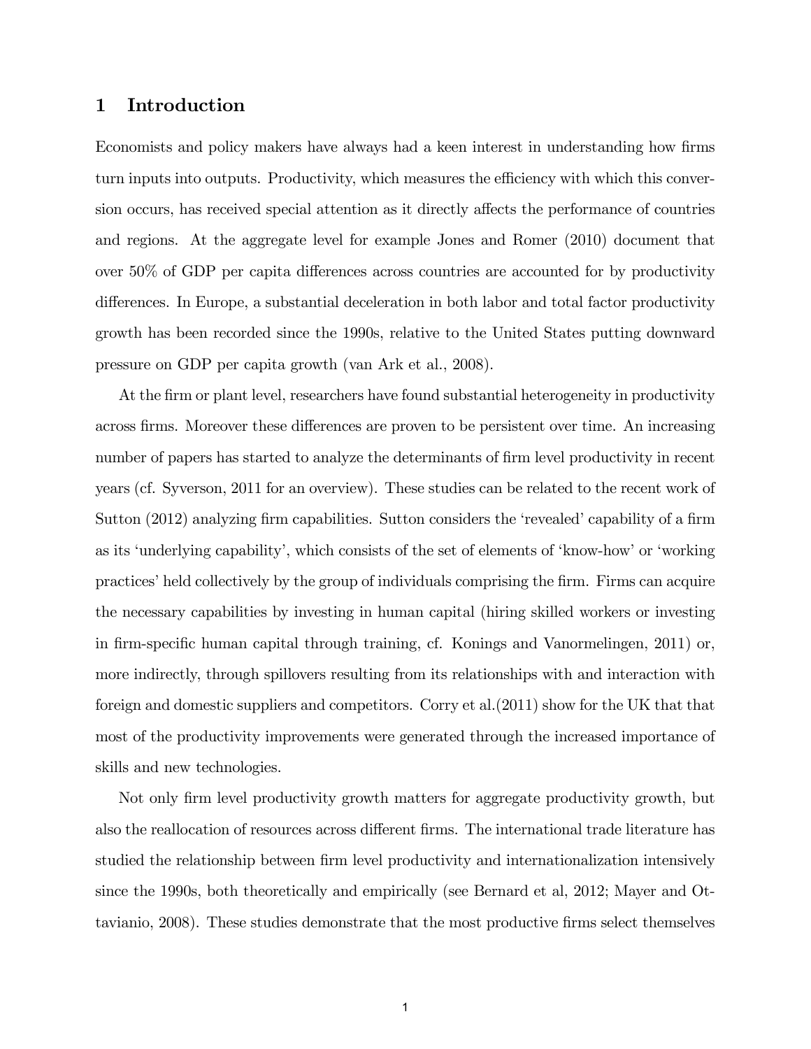# 1 Introduction

Economists and policy makers have always had a keen interest in understanding how firms turn inputs into outputs. Productivity, which measures the efficiency with which this conversion occurs, has received special attention as it directly affects the performance of countries and regions. At the aggregate level for example Jones and Romer (2010) document that over 50% of GDP per capita differences across countries are accounted for by productivity differences. In Europe, a substantial deceleration in both labor and total factor productivity growth has been recorded since the 1990s, relative to the United States putting downward pressure on GDP per capita growth (van Ark et al., 2008).

At the firm or plant level, researchers have found substantial heterogeneity in productivity across firms. Moreover these differences are proven to be persistent over time. An increasing number of papers has started to analyze the determinants of firm level productivity in recent years (cf. Syverson, 2011 for an overview). These studies can be related to the recent work of Sutton (2012) analyzing firm capabilities. Sutton considers the 'revealed' capability of a firm as its 'underlying capability', which consists of the set of elements of 'know-how' or 'working practices' held collectively by the group of individuals comprising the firm. Firms can acquire the necessary capabilities by investing in human capital (hiring skilled workers or investing in firm-specific human capital through training, cf. Konings and Vanormelingen, 2011) or, more indirectly, through spillovers resulting from its relationships with and interaction with foreign and domestic suppliers and competitors. Corry et al.(2011) show for the UK that that most of the productivity improvements were generated through the increased importance of skills and new technologies.

Not only firm level productivity growth matters for aggregate productivity growth, but also the reallocation of resources across different firms. The international trade literature has studied the relationship between firm level productivity and internationalization intensively since the 1990s, both theoretically and empirically (see Bernard et al, 2012; Mayer and Ottavianio, 2008). These studies demonstrate that the most productive firms select themselves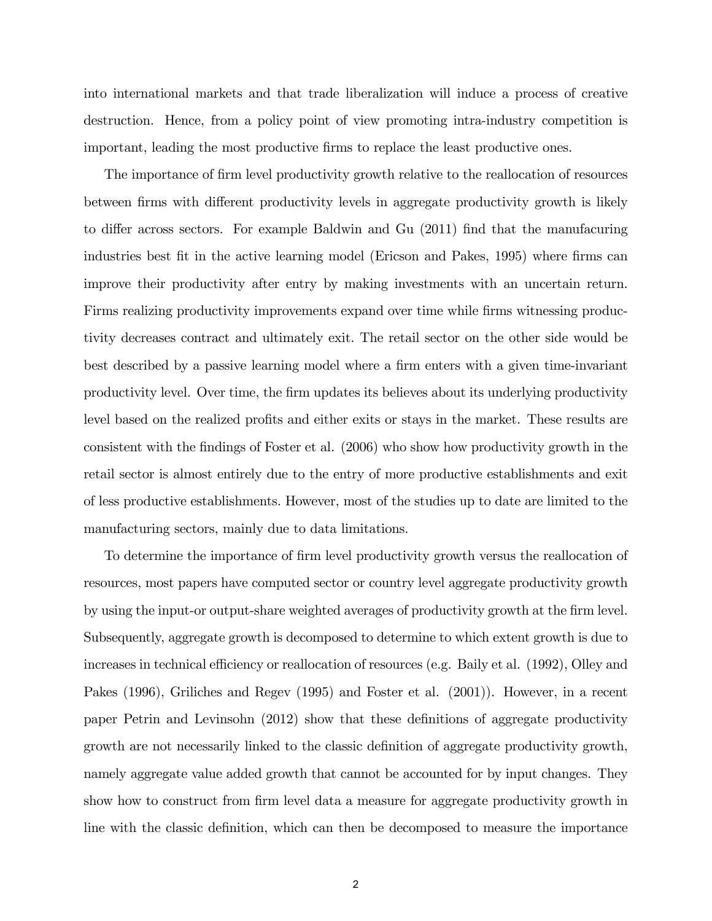into international markets and that trade liberalization will induce a process of creative destruction. Hence, from a policy point of view promoting intra-industry competition is important, leading the most productive firms to replace the least productive ones.

The importance of firm level productivity growth relative to the reallocation of resources between firms with different productivity levels in aggregate productivity growth is likely to differ across sectors. For example Baldwin and Gu (2011) find that the manufacuring industries best fit in the active learning model (Ericson and Pakes, 1995) where firms can improve their productivity after entry by making investments with an uncertain return. Firms realizing productivity improvements expand over time while firms witnessing productivity decreases contract and ultimately exit. The retail sector on the other side would be best described by a passive learning model where a firm enters with a given time-invariant productivity level. Over time, the firm updates its believes about its underlying productivity level based on the realized profits and either exits or stays in the market. These results are consistent with the findings of Foster et al. (2006) who show how productivity growth in the retail sector is almost entirely due to the entry of more productive establishments and exit of less productive establishments. However, most of the studies up to date are limited to the manufacturing sectors, mainly due to data limitations.

To determine the importance of firm level productivity growth versus the reallocation of resources, most papers have computed sector or country level aggregate productivity growth by using the input-or output-share weighted averages of productivity growth at the firm level. Subsequently, aggregate growth is decomposed to determine to which extent growth is due to increases in technical efficiency or reallocation of resources (e.g. Baily et al. (1992), Olley and Pakes (1996), Griliches and Regev (1995) and Foster et al. (2001)). However, in a recent paper Petrin and Levinsohn (2012) show that these definitions of aggregate productivity growth are not necessarily linked to the classic definition of aggregate productivity growth, namely aggregate value added growth that cannot be accounted for by input changes. They show how to construct from firm level data a measure for aggregate productivity growth in line with the classic definition, which can then be decomposed to measure the importance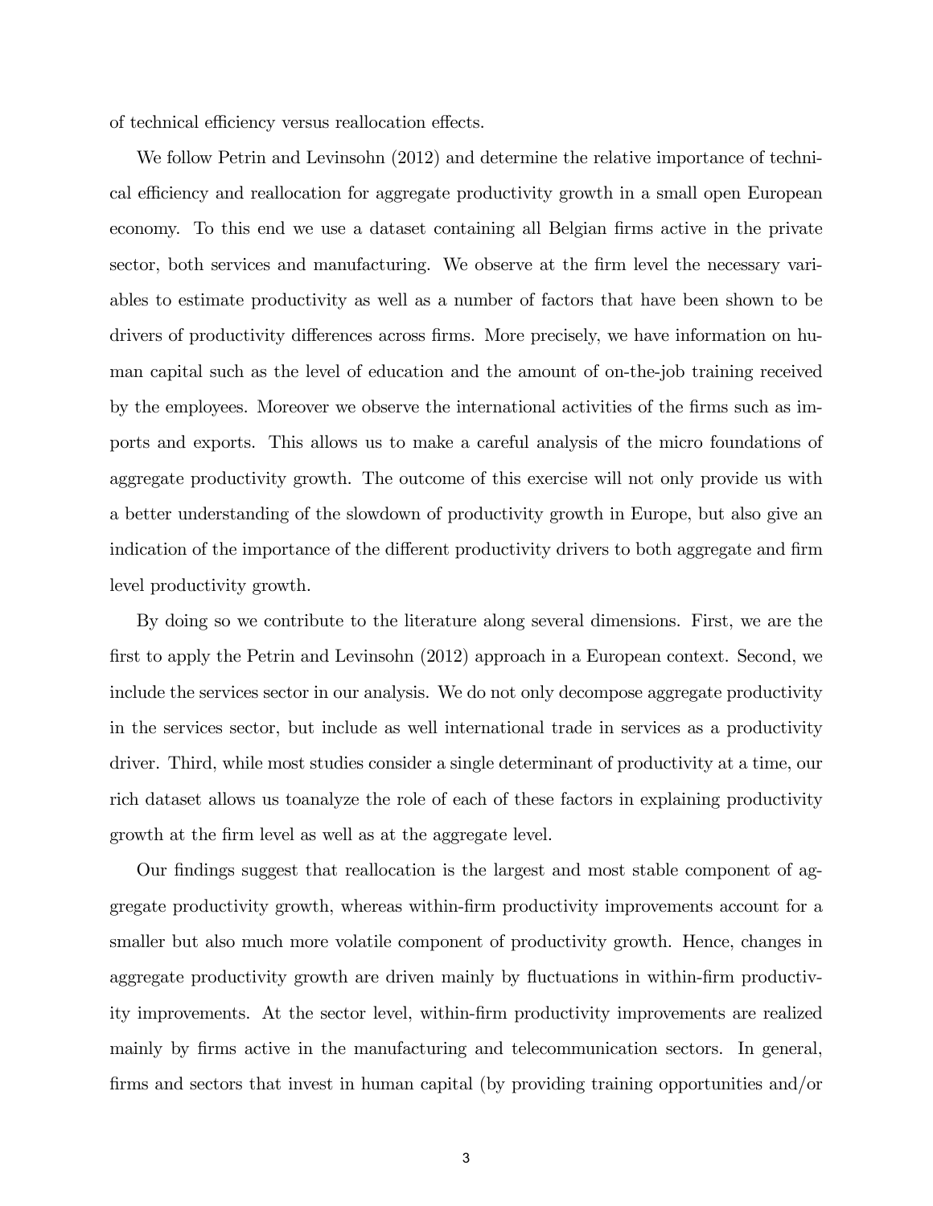of technical efficiency versus reallocation effects.

We follow Petrin and Levinsohn (2012) and determine the relative importance of technical efficiency and reallocation for aggregate productivity growth in a small open European economy. To this end we use a dataset containing all Belgian firms active in the private sector, both services and manufacturing. We observe at the firm level the necessary variables to estimate productivity as well as a number of factors that have been shown to be drivers of productivity differences across firms. More precisely, we have information on human capital such as the level of education and the amount of on-the-job training received by the employees. Moreover we observe the international activities of the firms such as imports and exports. This allows us to make a careful analysis of the micro foundations of aggregate productivity growth. The outcome of this exercise will not only provide us with a better understanding of the slowdown of productivity growth in Europe, but also give an indication of the importance of the different productivity drivers to both aggregate and firm level productivity growth.

By doing so we contribute to the literature along several dimensions. First, we are the first to apply the Petrin and Levinsohn (2012) approach in a European context. Second, we include the services sector in our analysis. We do not only decompose aggregate productivity in the services sector, but include as well international trade in services as a productivity driver. Third, while most studies consider a single determinant of productivity at a time, our rich dataset allows us toanalyze the role of each of these factors in explaining productivity growth at the firm level as well as at the aggregate level.

Our findings suggest that reallocation is the largest and most stable component of aggregate productivity growth, whereas within-firm productivity improvements account for a smaller but also much more volatile component of productivity growth. Hence, changes in aggregate productivity growth are driven mainly by fluctuations in within-firm productivity improvements. At the sector level, within-firm productivity improvements are realized mainly by firms active in the manufacturing and telecommunication sectors. In general, firms and sectors that invest in human capital (by providing training opportunities and/or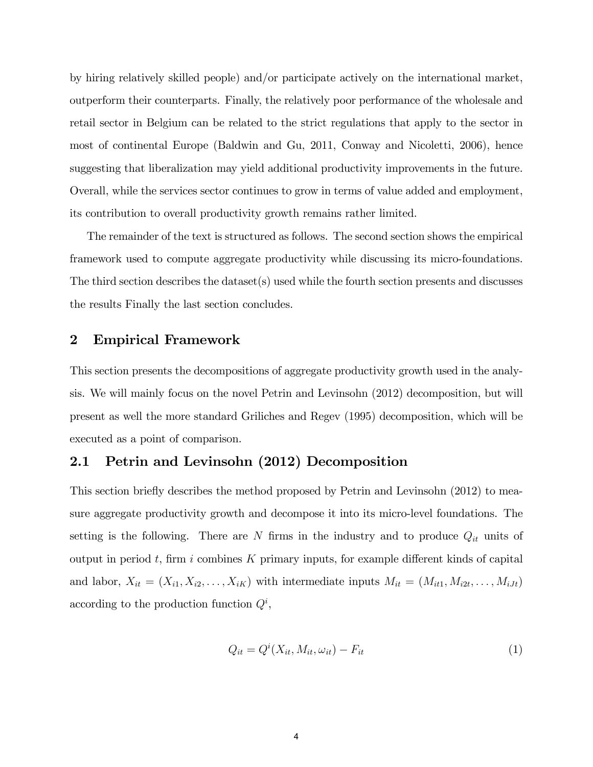by hiring relatively skilled people) and/or participate actively on the international market, outperform their counterparts. Finally, the relatively poor performance of the wholesale and retail sector in Belgium can be related to the strict regulations that apply to the sector in most of continental Europe (Baldwin and Gu, 2011, Conway and Nicoletti, 2006), hence suggesting that liberalization may yield additional productivity improvements in the future. Overall, while the services sector continues to grow in terms of value added and employment, its contribution to overall productivity growth remains rather limited.

The remainder of the text is structured as follows. The second section shows the empirical framework used to compute aggregate productivity while discussing its micro-foundations. The third section describes the dataset(s) used while the fourth section presents and discusses the results Finally the last section concludes.

## 2 Empirical Framework

This section presents the decompositions of aggregate productivity growth used in the analysis. We will mainly focus on the novel Petrin and Levinsohn (2012) decomposition, but will present as well the more standard Griliches and Regev (1995) decomposition, which will be executed as a point of comparison.

### 2.1 Petrin and Levinsohn (2012) Decomposition

This section briefly describes the method proposed by Petrin and Levinsohn (2012) to measure aggregate productivity growth and decompose it into its micro-level foundations. The setting is the following. There are $N$ firms in the industry and to produce $Q_{it}$ units of output in period $t$, firm $i$ combines $K$ primary inputs, for example different kinds of capital and labor, $X_{it} = (X_{i1}, X_{i2}, \ldots, X_{iK})$ with intermediate inputs $M_{it} = (M_{it1}, M_{i2t}, \ldots, M_{iJt})$ according to the production function $Q^i$,

$$Q_{it} = Q^i(X_{it}, M_{it}, \omega_{it}) - F_{it} \tag{1}$$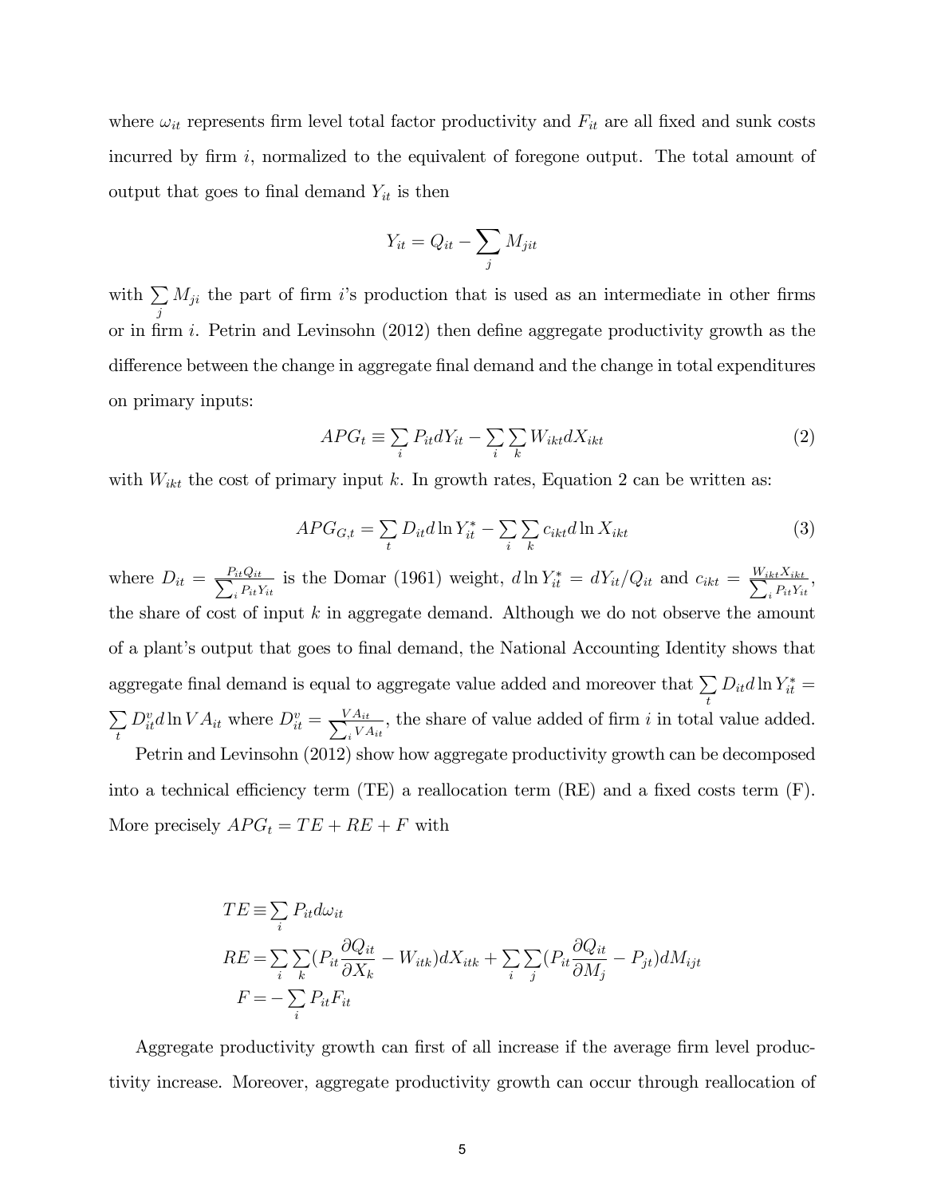where $\omega_{it}$ represents firm level total factor productivity and $F_{it}$ are all fixed and sunk costs incurred by firm $i$, normalized to the equivalent of foregone output. The total amount of output that goes to final demand $Y_{it}$ is then

$$Y_{it} = Q_{it} - \sum_j M_{jit}$$

with $\sum_j M_{ji}$ the part of firm $i$'s production that is used as an intermediate in other firms or in firm $i$. Petrin and Levinsohn (2012) then define aggregate productivity growth as the difference between the change in aggregate final demand and the change in total expenditures on primary inputs:

$$APG_t \equiv \sum_i P_{it} dY_{it} - \sum_i \sum_k W_{ikt} dX_{ikt} \tag{2}$$

with $W_{ikt}$ the cost of primary input $k$. In growth rates, Equation 2 can be written as:

$$APG_{G,t} = \sum_t D_{it} d\ln Y^*_{it} - \sum_i \sum_k c_{ikt} d\ln X_{ikt} \tag{3}$$

where $D_{it} = \frac{P_{it}Q_{it}}{\sum_i P_{it}Y_{it}}$ is the Domar (1961) weight, $d\ln Y^*_{it} = dY_{it}/Q_{it}$ and $c_{ikt} = \frac{W_{ikt}X_{ikt}}{\sum_i P_{it}Y_{it}}$, the share of cost of input $k$ in aggregate demand. Although we do not observe the amount of a plant's output that goes to final demand, the National Accounting Identity shows that aggregate final demand is equal to aggregate value added and moreover that $\sum_t D_{it} d\ln Y^*_{it} = \sum_t D^v_{it} d\ln VA_{it}$ where $D^v_{it} = \frac{VA_{it}}{\sum_i VA_{it}}$, the share of value added of firm $i$ in total value added.

Petrin and Levinsohn (2012) show how aggregate productivity growth can be decomposed into a technical efficiency term (TE) a reallocation term (RE) and a fixed costs term (F). More precisely $APG_t = TE + RE + F$ with

$$\begin{aligned}
TE &\equiv \sum_i P_{it} d\omega_{it} \\
RE &= \sum_i \sum_k \left(P_{it}\frac{\partial Q_{it}}{\partial X_k} - W_{itk}\right) dX_{itk} + \sum_i \sum_j \left(P_{it}\frac{\partial Q_{it}}{\partial M_j} - P_{jt}\right) dM_{ijt} \\
F &= -\sum_i P_{it} F_{it}
\end{aligned}$$

Aggregate productivity growth can first of all increase if the average firm level productivity increase. Moreover, aggregate productivity growth can occur through reallocation of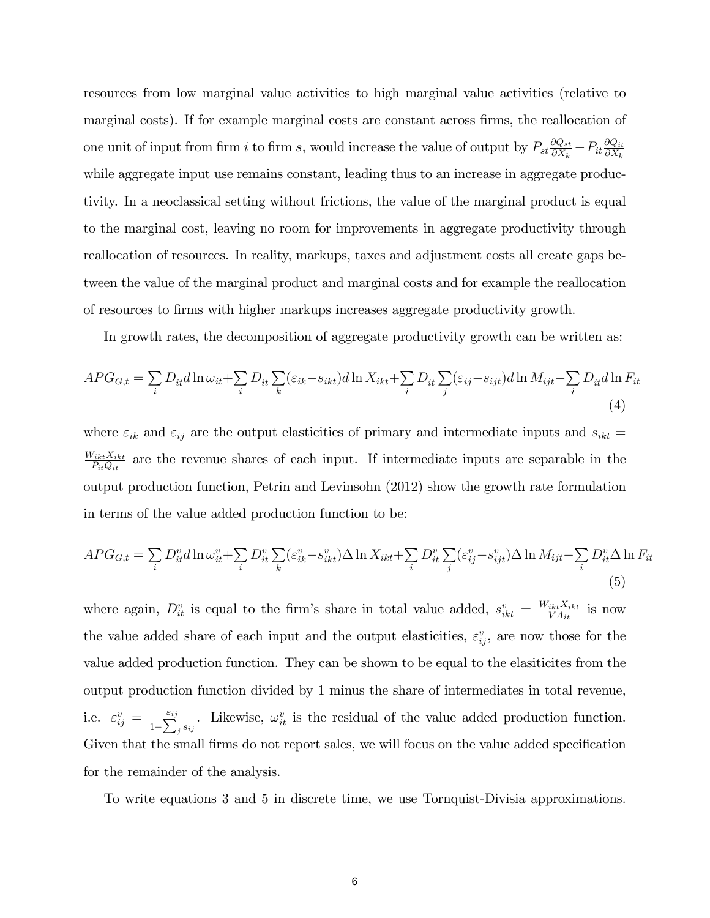resources from low marginal value activities to high marginal value activities (relative to marginal costs). If for example marginal costs are constant across firms, the reallocation of one unit of input from firm $i$ to firm $s$, would increase the value of output by $P_{st}\frac{\partial Q_{st}}{\partial X_k} - P_{it}\frac{\partial Q_{it}}{\partial X_k}$ while aggregate input use remains constant, leading thus to an increase in aggregate productivity. In a neoclassical setting without frictions, the value of the marginal product is equal to the marginal cost, leaving no room for improvements in aggregate productivity through reallocation of resources. In reality, markups, taxes and adjustment costs all create gaps between the value of the marginal product and marginal costs and for example the reallocation of resources to firms with higher markups increases aggregate productivity growth.

In growth rates, the decomposition of aggregate productivity growth can be written as:

$$APG_{G,t} = \sum_i D_{it} d\ln\omega_{it} + \sum_i D_{it}\sum_k(\varepsilon_{ik} - s_{ikt})d\ln X_{ikt} + \sum_i D_{it}\sum_j(\varepsilon_{ij} - s_{ijt})d\ln M_{ijt} - \sum_i D_{it} d\ln F_{it} \tag{4}$$

where $\varepsilon_{ik}$ and $\varepsilon_{ij}$ are the output elasticities of primary and intermediate inputs and $s_{ikt} = \frac{W_{ikt}X_{ikt}}{P_{it}Q_{it}}$ are the revenue shares of each input. If intermediate inputs are separable in the output production function, Petrin and Levinsohn (2012) show the growth rate formulation in terms of the value added production function to be:

$$APG_{G,t} = \sum_i D^v_{it} d\ln\omega^v_{it} + \sum_i D^v_{it}\sum_k(\varepsilon^v_{ik} - s^v_{ikt})\Delta\ln X_{ikt} + \sum_i D^v_{it}\sum_j(\varepsilon^v_{ij} - s^v_{ijt})\Delta\ln M_{ijt} - \sum_i D^v_{it}\Delta\ln F_{it} \tag{5}$$

where again, $D^v_{it}$ is equal to the firm's share in total value added, $s^v_{ikt} = \frac{W_{ikt}X_{ikt}}{VA_{it}}$ is now the value added share of each input and the output elasticities, $\varepsilon^v_{ij}$, are now those for the value added production function. They can be shown to be equal to the elasiticites from the output production function divided by 1 minus the share of intermediates in total revenue, i.e. $\varepsilon^v_{ij} = \frac{\varepsilon_{ij}}{1-\sum_j s_{ij}}$. Likewise, $\omega^v_{it}$ is the residual of the value added production function. Given that the small firms do not report sales, we will focus on the value added specification for the remainder of the analysis.

To write equations 3 and 5 in discrete time, we use Tornquist-Divisia approximations.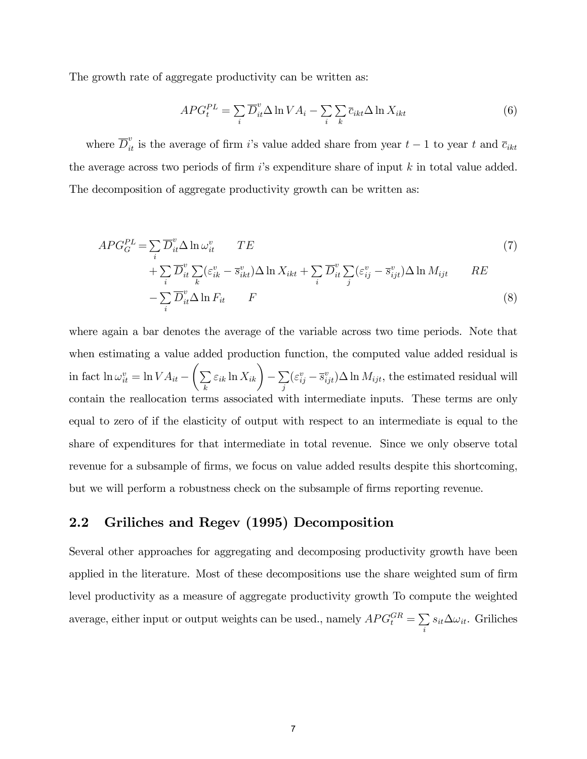The growth rate of aggregate productivity can be written as:

$$APG_t^{PL} = \sum_i \overline{D}_{it}^v \Delta \ln VA_i - \sum_i \sum_k \overline{c}_{ikt} \Delta \ln X_{ikt} \tag{6}$$

where $\overline{D}_{it}^v$ is the average of firm $i$'s value added share from year $t-1$ to year $t$ and $\overline{c}_{ikt}$ the average across two periods of firm $i$'s expenditure share of input $k$ in total value added. The decomposition of aggregate productivity growth can be written as:

$$APG_G^{PL} = \sum_i \overline{D}_{it}^v \Delta \ln \omega_{it}^v \qquad TE \tag{7}$$

$$+ \sum_i \overline{D}_{it}^v \sum_k (\varepsilon_{ik}^v - \overline{s}_{ikt}^v) \Delta \ln X_{ikt} + \sum_i \overline{D}_{it}^v \sum_j (\varepsilon_{ij}^v - \overline{s}_{ijt}^v) \Delta \ln M_{ijt} \qquad RE$$

$$- \sum_i \overline{D}_{it}^v \Delta \ln F_{it} \qquad F \tag{8}$$

where again a bar denotes the average of the variable across two time periods. Note that when estimating a value added production function, the computed value added residual is in fact $\ln \omega_{it}^v = \ln VA_{it} - \left( \sum_k \varepsilon_{ik} \ln X_{ik} \right) - \sum_j (\varepsilon_{ij}^v - \overline{s}_{ijt}^v) \Delta \ln M_{ijt}$, the estimated residual will contain the reallocation terms associated with intermediate inputs. These terms are only equal to zero of if the elasticity of output with respect to an intermediate is equal to the share of expenditures for that intermediate in total revenue. Since we only observe total revenue for a subsample of firms, we focus on value added results despite this shortcoming, but we will perform a robustness check on the subsample of firms reporting revenue.

## 2.2 Griliches and Regev (1995) Decomposition

Several other approaches for aggregating and decomposing productivity growth have been applied in the literature. Most of these decompositions use the share weighted sum of firm level productivity as a measure of aggregate productivity growth To compute the weighted average, either input or output weights can be used., namely $APG_t^{GR} = \sum_i s_{it} \Delta \omega_{it}$. Griliches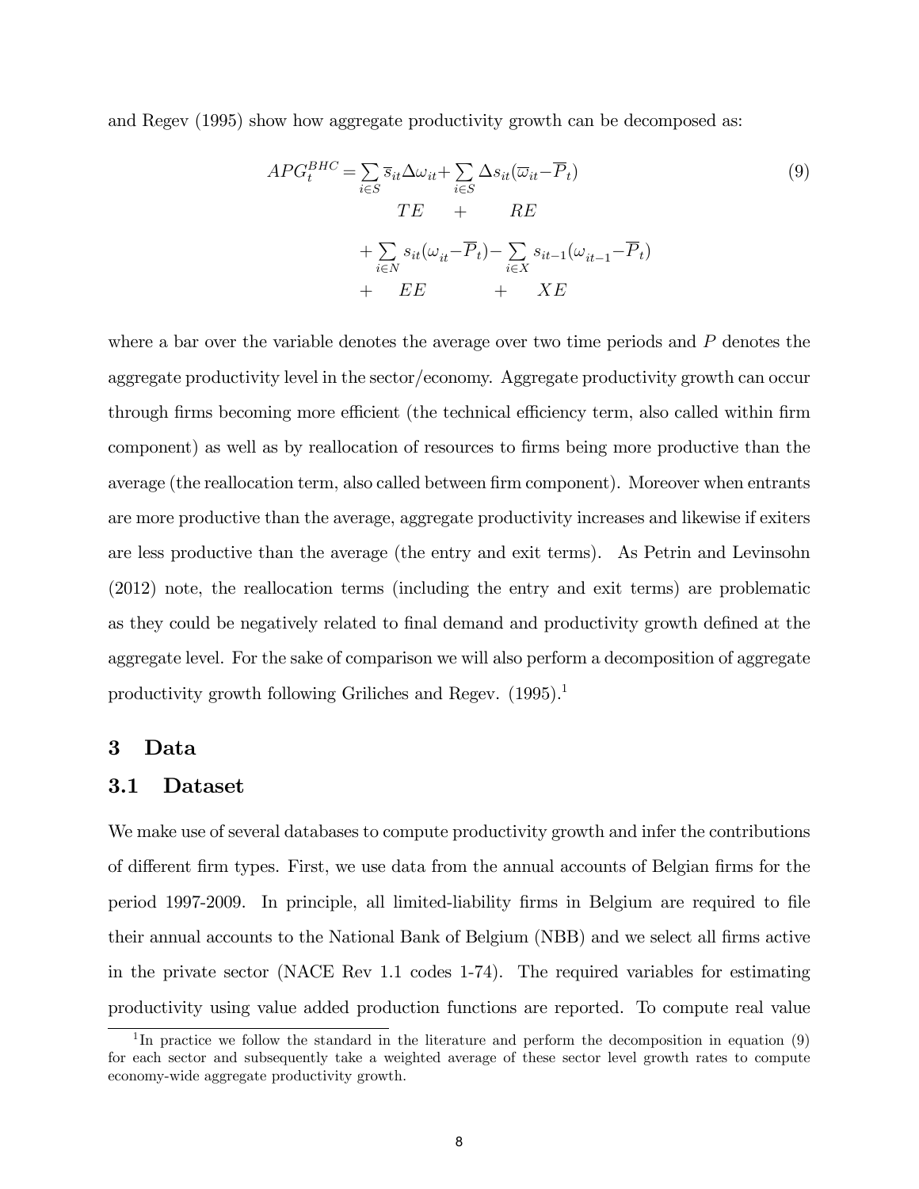and Regev (1995) show how aggregate productivity growth can be decomposed as:

$$
\begin{aligned}
APG_t^{BHC} = & \sum_{i \in S} \overline{s}_{it} \Delta \omega_{it} + \sum_{i \in S} \Delta s_{it} (\overline{\omega}_{it} - \overline{P}_t) \\
& \quad TE \quad + \quad RE \\
& + \sum_{i \in N} s_{it} (\omega_{it} - \overline{P}_t) - \sum_{i \in X} s_{it-1} (\omega_{it-1} - \overline{P}_t) \\
& + \quad EE \quad + \quad XE
\end{aligned}
\tag{9}
$$

where a bar over the variable denotes the average over two time periods and $P$ denotes the aggregate productivity level in the sector/economy. Aggregate productivity growth can occur through firms becoming more efficient (the technical efficiency term, also called within firm component) as well as by reallocation of resources to firms being more productive than the average (the reallocation term, also called between firm component). Moreover when entrants are more productive than the average, aggregate productivity increases and likewise if exiters are less productive than the average (the entry and exit terms). As Petrin and Levinsohn (2012) note, the reallocation terms (including the entry and exit terms) are problematic as they could be negatively related to final demand and productivity growth defined at the aggregate level. For the sake of comparison we will also perform a decomposition of aggregate productivity growth following Griliches and Regev. (1995).[1]

## 3 Data

### 3.1 Dataset

We make use of several databases to compute productivity growth and infer the contributions of different firm types. First, we use data from the annual accounts of Belgian firms for the period 1997-2009. In principle, all limited-liability firms in Belgium are required to file their annual accounts to the National Bank of Belgium (NBB) and we select all firms active in the private sector (NACE Rev 1.1 codes 1-74). The required variables for estimating productivity using value added production functions are reported. To compute real value

[1]In practice we follow the standard in the literature and perform the decomposition in equation (9) for each sector and subsequently take a weighted average of these sector level growth rates to compute economy-wide aggregate productivity growth.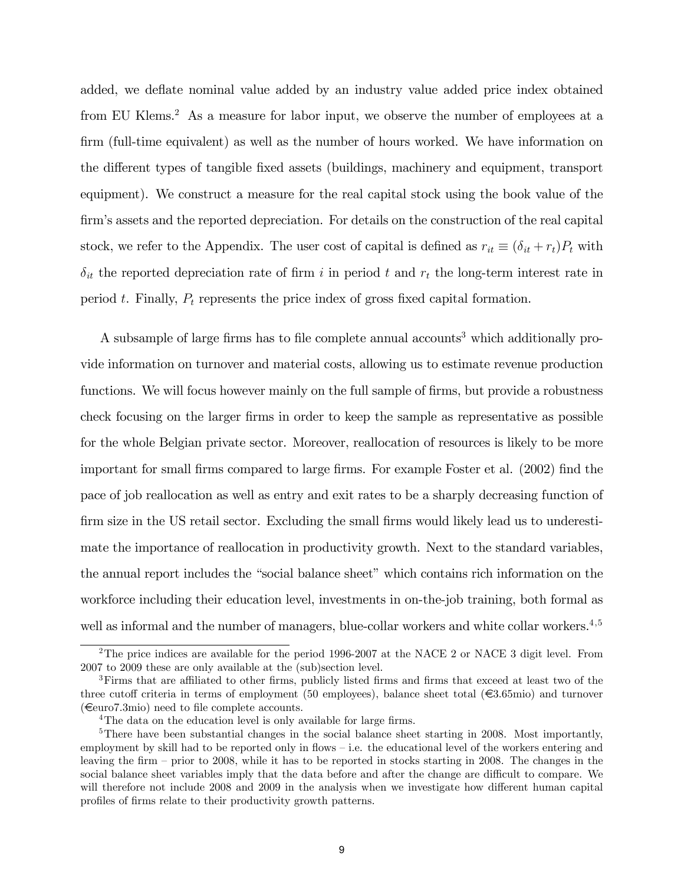added, we deflate nominal value added by an industry value added price index obtained from EU Klems.[2] As a measure for labor input, we observe the number of employees at a firm (full-time equivalent) as well as the number of hours worked. We have information on the different types of tangible fixed assets (buildings, machinery and equipment, transport equipment). We construct a measure for the real capital stock using the book value of the firm's assets and the reported depreciation. For details on the construction of the real capital stock, we refer to the Appendix. The user cost of capital is defined as $r_{it} \equiv (\delta_{it} + r_t)P_t$ with $\delta_{it}$ the reported depreciation rate of firm $i$ in period $t$ and $r_t$ the long-term interest rate in period $t$. Finally, $P_t$ represents the price index of gross fixed capital formation.

A subsample of large firms has to file complete annual accounts[3] which additionally provide information on turnover and material costs, allowing us to estimate revenue production functions. We will focus however mainly on the full sample of firms, but provide a robustness check focusing on the larger firms in order to keep the sample as representative as possible for the whole Belgian private sector. Moreover, reallocation of resources is likely to be more important for small firms compared to large firms. For example Foster et al. (2002) find the pace of job reallocation as well as entry and exit rates to be a sharply decreasing function of firm size in the US retail sector. Excluding the small firms would likely lead us to underestimate the importance of reallocation in productivity growth. Next to the standard variables, the annual report includes the "social balance sheet" which contains rich information on the workforce including their education level, investments in on-the-job training, both formal as well as informal and the number of managers, blue-collar workers and white collar workers.[4,5]

[2] The price indices are available for the period 1996-2007 at the NACE 2 or NACE 3 digit level. From 2007 to 2009 these are only available at the (sub)section level.

[3] Firms that are affiliated to other firms, publicly listed firms and firms that exceed at least two of the three cutoff criteria in terms of employment (50 employees), balance sheet total (€3.65mio) and turnover (€euro7.3mio) need to file complete accounts.

[4] The data on the education level is only available for large firms.

[5] There have been substantial changes in the social balance sheet starting in 2008. Most importantly, employment by skill had to be reported only in flows – i.e. the educational level of the workers entering and leaving the firm – prior to 2008, while it has to be reported in stocks starting in 2008. The changes in the social balance sheet variables imply that the data before and after the change are difficult to compare. We will therefore not include 2008 and 2009 in the analysis when we investigate how different human capital profiles of firms relate to their productivity growth patterns.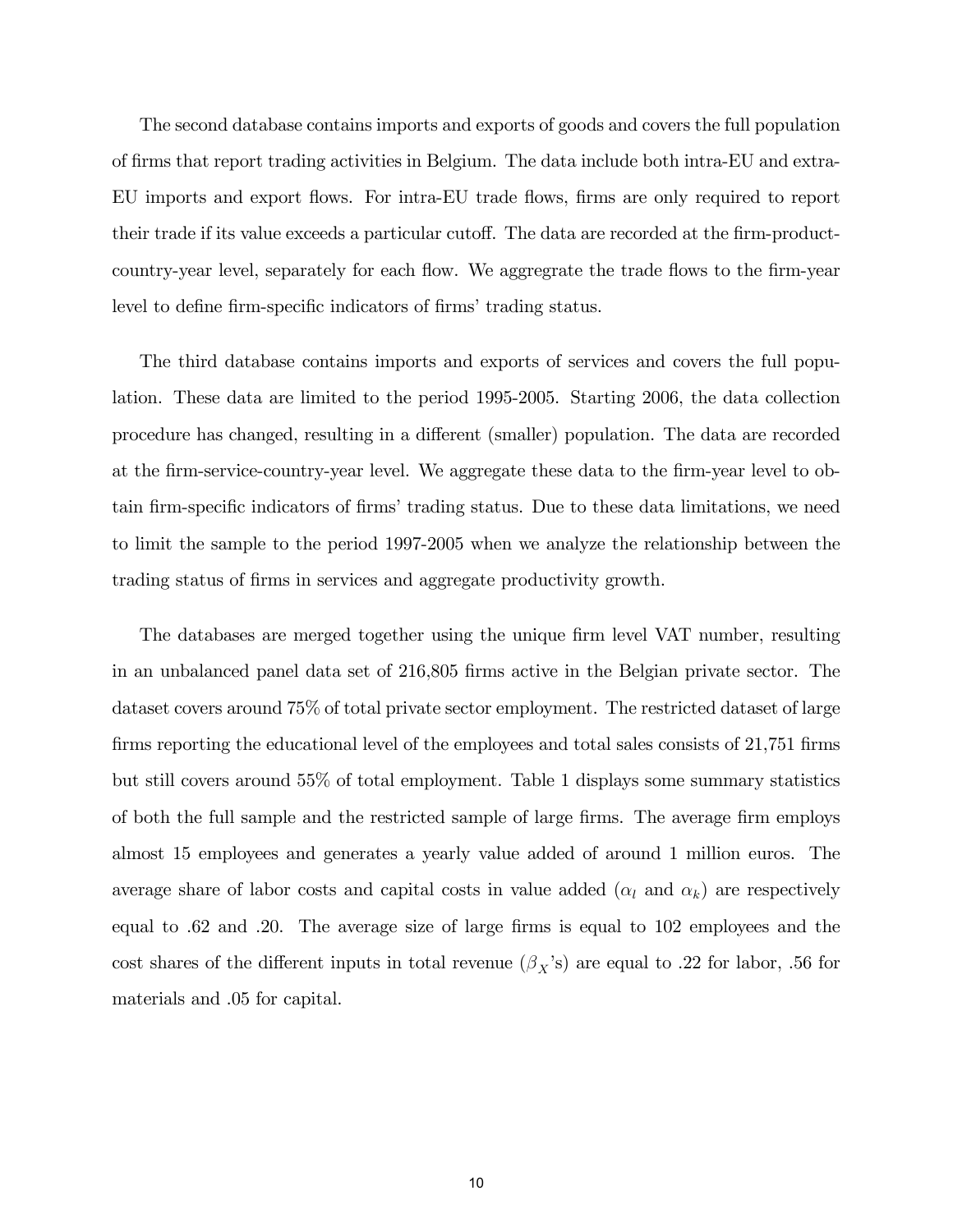The second database contains imports and exports of goods and covers the full population of firms that report trading activities in Belgium. The data include both intra-EU and extra-EU imports and export flows. For intra-EU trade flows, firms are only required to report their trade if its value exceeds a particular cutoff. The data are recorded at the firm-product-country-year level, separately for each flow. We aggregate the trade flows to the firm-year level to define firm-specific indicators of firms' trading status.

The third database contains imports and exports of services and covers the full population. These data are limited to the period 1995-2005. Starting 2006, the data collection procedure has changed, resulting in a different (smaller) population. The data are recorded at the firm-service-country-year level. We aggregate these data to the firm-year level to obtain firm-specific indicators of firms' trading status. Due to these data limitations, we need to limit the sample to the period 1997-2005 when we analyze the relationship between the trading status of firms in services and aggregate productivity growth.

The databases are merged together using the unique firm level VAT number, resulting in an unbalanced panel data set of 216,805 firms active in the Belgian private sector. The dataset covers around 75% of total private sector employment. The restricted dataset of large firms reporting the educational level of the employees and total sales consists of 21,751 firms but still covers around 55% of total employment. Table 1 displays some summary statistics of both the full sample and the restricted sample of large firms. The average firm employs almost 15 employees and generates a yearly value added of around 1 million euros. The average share of labor costs and capital costs in value added ($\alpha_l$ and $\alpha_k$) are respectively equal to .62 and .20. The average size of large firms is equal to 102 employees and the cost shares of the different inputs in total revenue ($\beta_X$'s) are equal to .22 for labor, .56 for materials and .05 for capital.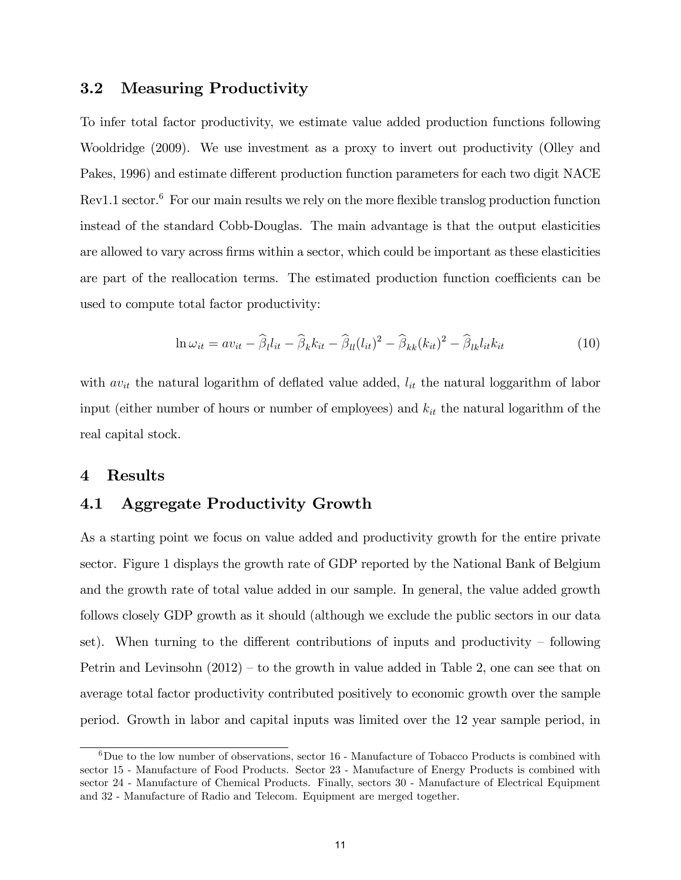## 3.2 Measuring Productivity

To infer total factor productivity, we estimate value added production functions following Wooldridge (2009). We use investment as a proxy to invert out productivity (Olley and Pakes, 1996) and estimate different production function parameters for each two digit NACE Rev1.1 sector.[6] For our main results we rely on the more flexible translog production function instead of the standard Cobb-Douglas. The main advantage is that the output elasticities are allowed to vary across firms within a sector, which could be important as these elasticities are part of the reallocation terms. The estimated production function coefficients can be used to compute total factor productivity:

$$\ln \omega_{it} = av_{it} - \widehat{\beta}_l l_{it} - \widehat{\beta}_k k_{it} - \widehat{\beta}_{ll}(l_{it})^2 - \widehat{\beta}_{kk}(k_{it})^2 - \widehat{\beta}_{lk} l_{it} k_{it} \tag{10}$$

with $av_{it}$ the natural logarithm of deflated value added, $l_{it}$ the natural loggarithm of labor input (either number of hours or number of employees) and $k_{it}$ the natural logarithm of the real capital stock.

# 4 Results

## 4.1 Aggregate Productivity Growth

As a starting point we focus on value added and productivity growth for the entire private sector. Figure 1 displays the growth rate of GDP reported by the National Bank of Belgium and the growth rate of total value added in our sample. In general, the value added growth follows closely GDP growth as it should (although we exclude the public sectors in our data set). When turning to the different contributions of inputs and productivity – following Petrin and Levinsohn (2012) – to the growth in value added in Table 2, one can see that on average total factor productivity contributed positively to economic growth over the sample period. Growth in labor and capital inputs was limited over the 12 year sample period, in

[6] Due to the low number of observations, sector 16 - Manufacture of Tobacco Products is combined with sector 15 - Manufacture of Food Products. Sector 23 - Manufacture of Energy Products is combined with sector 24 - Manufacture of Chemical Products. Finally, sectors 30 - Manufacture of Electrical Equipment and 32 - Manufacture of Radio and Telecom. Equipment are merged together.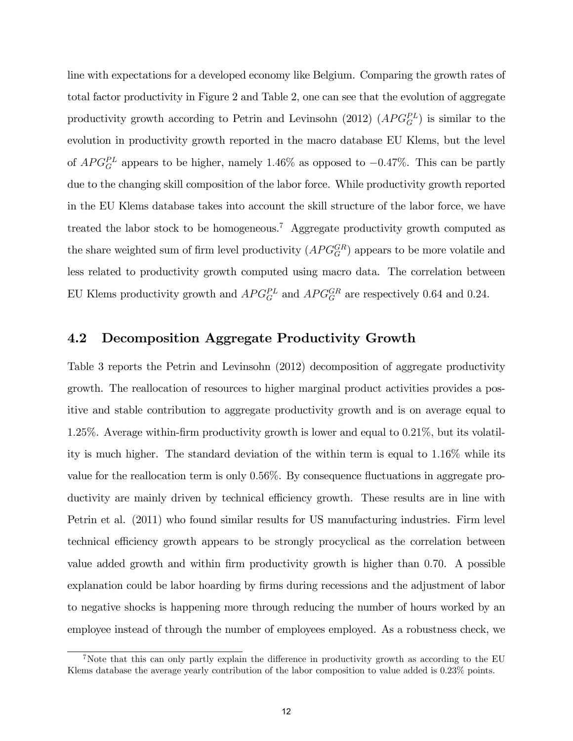line with expectations for a developed economy like Belgium. Comparing the growth rates of total factor productivity in Figure 2 and Table 2, one can see that the evolution of aggregate productivity growth according to Petrin and Levinsohn (2012) ($APG_G^{PL}$) is similar to the evolution in productivity growth reported in the macro database EU Klems, but the level of $APG_G^{PL}$ appears to be higher, namely 1.46% as opposed to −0.47%. This can be partly due to the changing skill composition of the labor force. While productivity growth reported in the EU Klems database takes into account the skill structure of the labor force, we have treated the labor stock to be homogeneous.[7] Aggregate productivity growth computed as the share weighted sum of firm level productivity ($APG_G^{GR}$) appears to be more volatile and less related to productivity growth computed using macro data. The correlation between EU Klems productivity growth and $APG_G^{PL}$ and $APG_G^{GR}$ are respectively 0.64 and 0.24.

## 4.2 Decomposition Aggregate Productivity Growth

Table 3 reports the Petrin and Levinsohn (2012) decomposition of aggregate productivity growth. The reallocation of resources to higher marginal product activities provides a positive and stable contribution to aggregate productivity growth and is on average equal to 1.25%. Average within-firm productivity growth is lower and equal to 0.21%, but its volatility is much higher. The standard deviation of the within term is equal to 1.16% while its value for the reallocation term is only 0.56%. By consequence fluctuations in aggregate productivity are mainly driven by technical efficiency growth. These results are in line with Petrin et al. (2011) who found similar results for US manufacturing industries. Firm level technical efficiency growth appears to be strongly procyclical as the correlation between value added growth and within firm productivity growth is higher than 0.70. A possible explanation could be labor hoarding by firms during recessions and the adjustment of labor to negative shocks is happening more through reducing the number of hours worked by an employee instead of through the number of employees employed. As a robustness check, we

[7] Note that this can only partly explain the difference in productivity growth as according to the EU Klems database the average yearly contribution of the labor composition to value added is 0.23% points.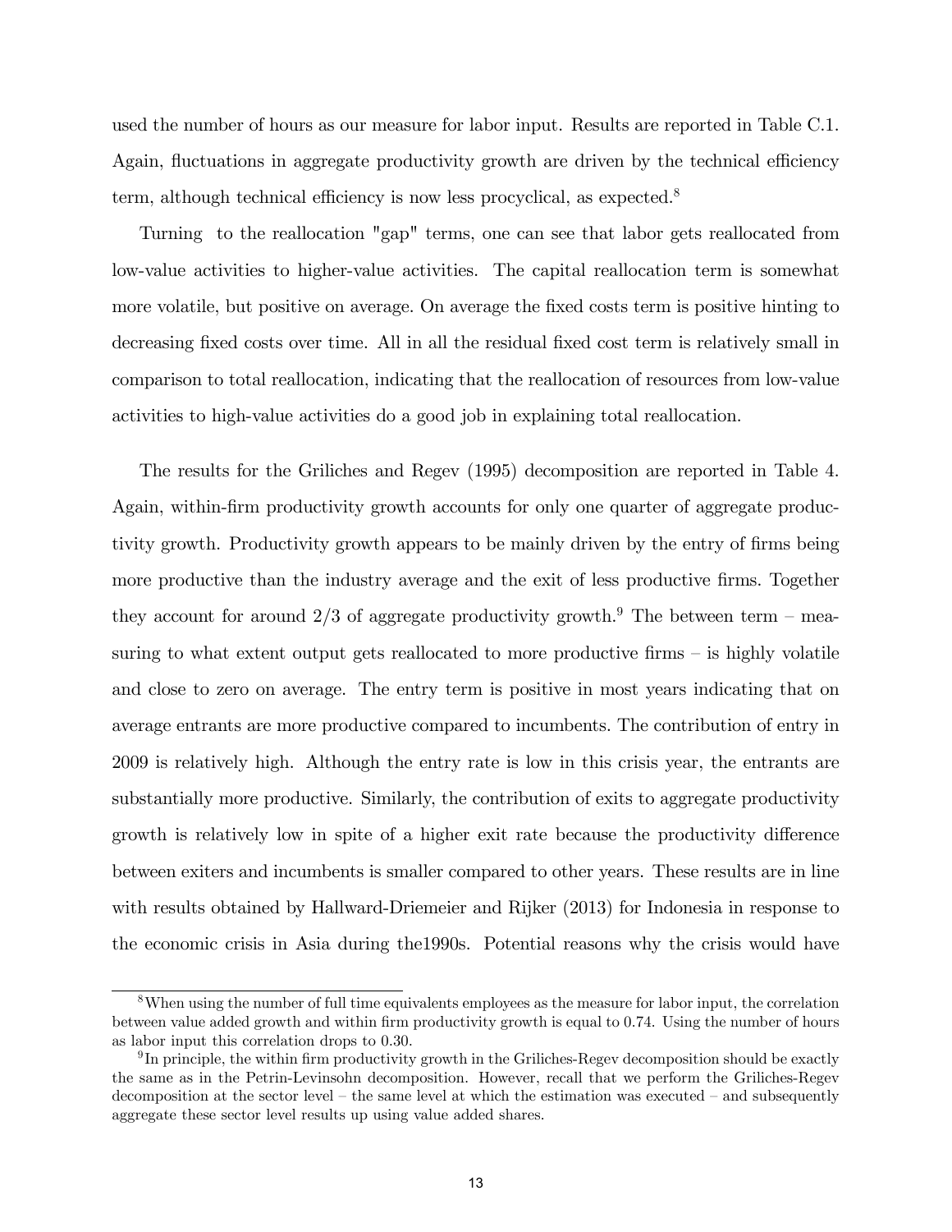used the number of hours as our measure for labor input. Results are reported in Table C.1. Again, fluctuations in aggregate productivity growth are driven by the technical efficiency term, although technical efficiency is now less procyclical, as expected.[8]

Turning to the reallocation "gap" terms, one can see that labor gets reallocated from low-value activities to higher-value activities. The capital reallocation term is somewhat more volatile, but positive on average. On average the fixed costs term is positive hinting to decreasing fixed costs over time. All in all the residual fixed cost term is relatively small in comparison to total reallocation, indicating that the reallocation of resources from low-value activities to high-value activities do a good job in explaining total reallocation.

The results for the Griliches and Regev (1995) decomposition are reported in Table 4. Again, within-firm productivity growth accounts for only one quarter of aggregate productivity growth. Productivity growth appears to be mainly driven by the entry of firms being more productive than the industry average and the exit of less productive firms. Together they account for around 2/3 of aggregate productivity growth.[9] The between term – measuring to what extent output gets reallocated to more productive firms – is highly volatile and close to zero on average. The entry term is positive in most years indicating that on average entrants are more productive compared to incumbents. The contribution of entry in 2009 is relatively high. Although the entry rate is low in this crisis year, the entrants are substantially more productive. Similarly, the contribution of exits to aggregate productivity growth is relatively low in spite of a higher exit rate because the productivity difference between exiters and incumbents is smaller compared to other years. These results are in line with results obtained by Hallward-Driemeier and Rijker (2013) for Indonesia in response to the economic crisis in Asia during the1990s. Potential reasons why the crisis would have

[8] When using the number of full time equivalents employees as the measure for labor input, the correlation between value added growth and within firm productivity growth is equal to 0.74. Using the number of hours as labor input this correlation drops to 0.30.

[9] In principle, the within firm productivity growth in the Griliches-Regev decomposition should be exactly the same as in the Petrin-Levinsohn decomposition. However, recall that we perform the Griliches-Regev decomposition at the sector level – the same level at which the estimation was executed – and subsequently aggregate these sector level results up using value added shares.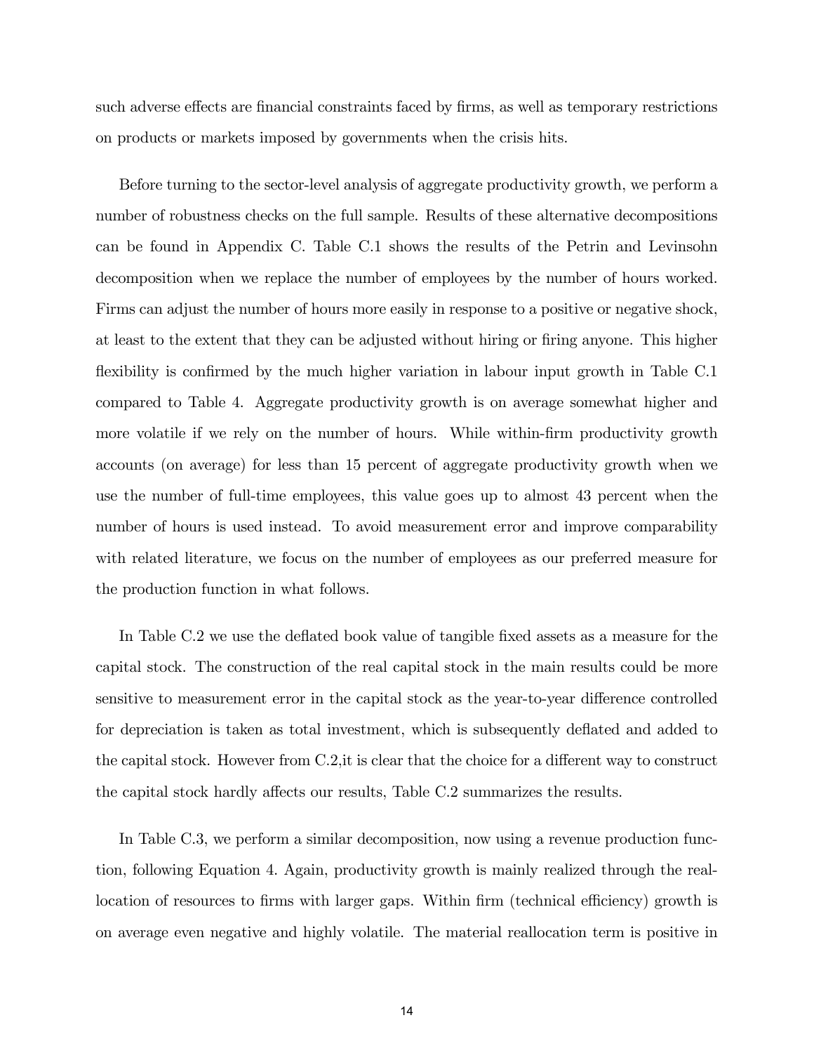such adverse effects are financial constraints faced by firms, as well as temporary restrictions on products or markets imposed by governments when the crisis hits.

Before turning to the sector-level analysis of aggregate productivity growth, we perform a number of robustness checks on the full sample. Results of these alternative decompositions can be found in Appendix C. Table C.1 shows the results of the Petrin and Levinsohn decomposition when we replace the number of employees by the number of hours worked. Firms can adjust the number of hours more easily in response to a positive or negative shock, at least to the extent that they can be adjusted without hiring or firing anyone. This higher flexibility is confirmed by the much higher variation in labour input growth in Table C.1 compared to Table 4. Aggregate productivity growth is on average somewhat higher and more volatile if we rely on the number of hours. While within-firm productivity growth accounts (on average) for less than 15 percent of aggregate productivity growth when we use the number of full-time employees, this value goes up to almost 43 percent when the number of hours is used instead. To avoid measurement error and improve comparability with related literature, we focus on the number of employees as our preferred measure for the production function in what follows.

In Table C.2 we use the deflated book value of tangible fixed assets as a measure for the capital stock. The construction of the real capital stock in the main results could be more sensitive to measurement error in the capital stock as the year-to-year difference controlled for depreciation is taken as total investment, which is subsequently deflated and added to the capital stock. However from C.2,it is clear that the choice for a different way to construct the capital stock hardly affects our results, Table C.2 summarizes the results.

In Table C.3, we perform a similar decomposition, now using a revenue production function, following Equation 4. Again, productivity growth is mainly realized through the reallocation of resources to firms with larger gaps. Within firm (technical efficiency) growth is on average even negative and highly volatile. The material reallocation term is positive in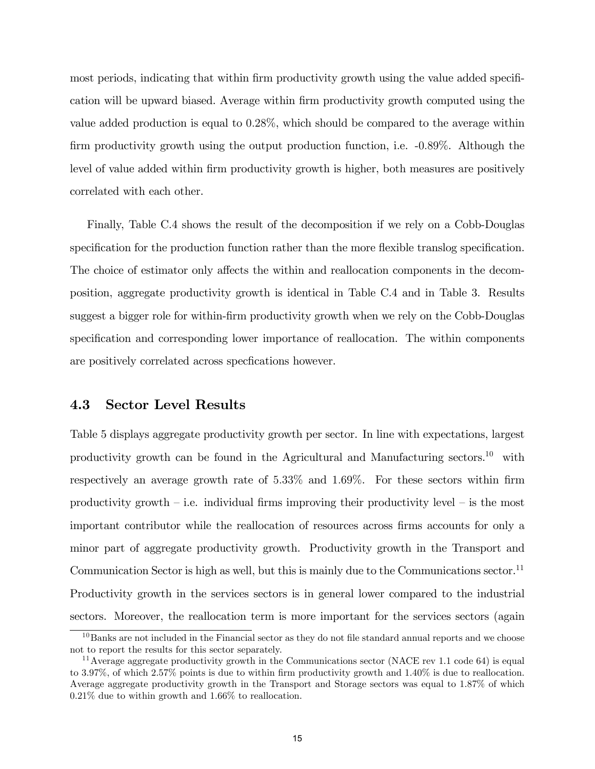most periods, indicating that within firm productivity growth using the value added specification will be upward biased. Average within firm productivity growth computed using the value added production is equal to 0.28%, which should be compared to the average within firm productivity growth using the output production function, i.e. -0.89%. Although the level of value added within firm productivity growth is higher, both measures are positively correlated with each other.

Finally, Table C.4 shows the result of the decomposition if we rely on a Cobb-Douglas specification for the production function rather than the more flexible translog specification. The choice of estimator only affects the within and reallocation components in the decomposition, aggregate productivity growth is identical in Table C.4 and in Table 3. Results suggest a bigger role for within-firm productivity growth when we rely on the Cobb-Douglas specification and corresponding lower importance of reallocation. The within components are positively correlated across specfications however.

### 4.3 Sector Level Results

Table 5 displays aggregate productivity growth per sector. In line with expectations, largest productivity growth can be found in the Agricultural and Manufacturing sectors.[10] with respectively an average growth rate of 5.33% and 1.69%. For these sectors within firm productivity growth – i.e. individual firms improving their productivity level – is the most important contributor while the reallocation of resources across firms accounts for only a minor part of aggregate productivity growth. Productivity growth in the Transport and Communication Sector is high as well, but this is mainly due to the Communications sector.[11] Productivity growth in the services sectors is in general lower compared to the industrial sectors. Moreover, the reallocation term is more important for the services sectors (again

[10] Banks are not included in the Financial sector as they do not file standard annual reports and we choose not to report the results for this sector separately.

[11] Average aggregate productivity growth in the Communications sector (NACE rev 1.1 code 64) is equal to 3.97%, of which 2.57% points is due to within firm productivity growth and 1.40% is due to reallocation. Average aggregate productivity growth in the Transport and Storage sectors was equal to 1.87% of which 0.21% due to within growth and 1.66% to reallocation.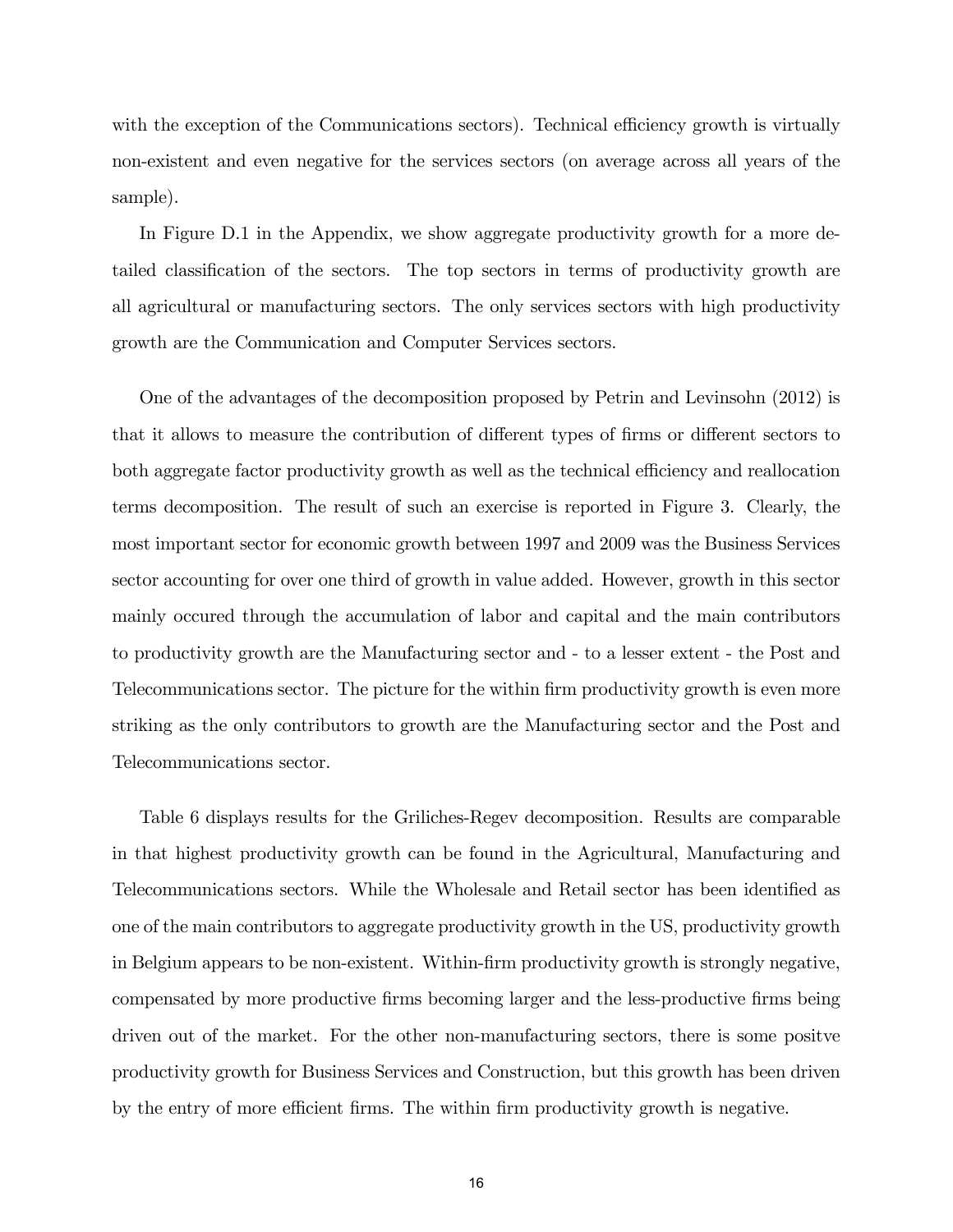with the exception of the Communications sectors). Technical efficiency growth is virtually non-existent and even negative for the services sectors (on average across all years of the sample).

In Figure D.1 in the Appendix, we show aggregate productivity growth for a more detailed classification of the sectors. The top sectors in terms of productivity growth are all agricultural or manufacturing sectors. The only services sectors with high productivity growth are the Communication and Computer Services sectors.

One of the advantages of the decomposition proposed by Petrin and Levinsohn (2012) is that it allows to measure the contribution of different types of firms or different sectors to both aggregate factor productivity growth as well as the technical efficiency and reallocation terms decomposition. The result of such an exercise is reported in Figure 3. Clearly, the most important sector for economic growth between 1997 and 2009 was the Business Services sector accounting for over one third of growth in value added. However, growth in this sector mainly occured through the accumulation of labor and capital and the main contributors to productivity growth are the Manufacturing sector and - to a lesser extent - the Post and Telecommunications sector. The picture for the within firm productivity growth is even more striking as the only contributors to growth are the Manufacturing sector and the Post and Telecommunications sector.

Table 6 displays results for the Griliches-Regev decomposition. Results are comparable in that highest productivity growth can be found in the Agricultural, Manufacturing and Telecommunications sectors. While the Wholesale and Retail sector has been identified as one of the main contributors to aggregate productivity growth in the US, productivity growth in Belgium appears to be non-existent. Within-firm productivity growth is strongly negative, compensated by more productive firms becoming larger and the less-productive firms being driven out of the market. For the other non-manufacturing sectors, there is some positve productivity growth for Business Services and Construction, but this growth has been driven by the entry of more efficient firms. The within firm productivity growth is negative.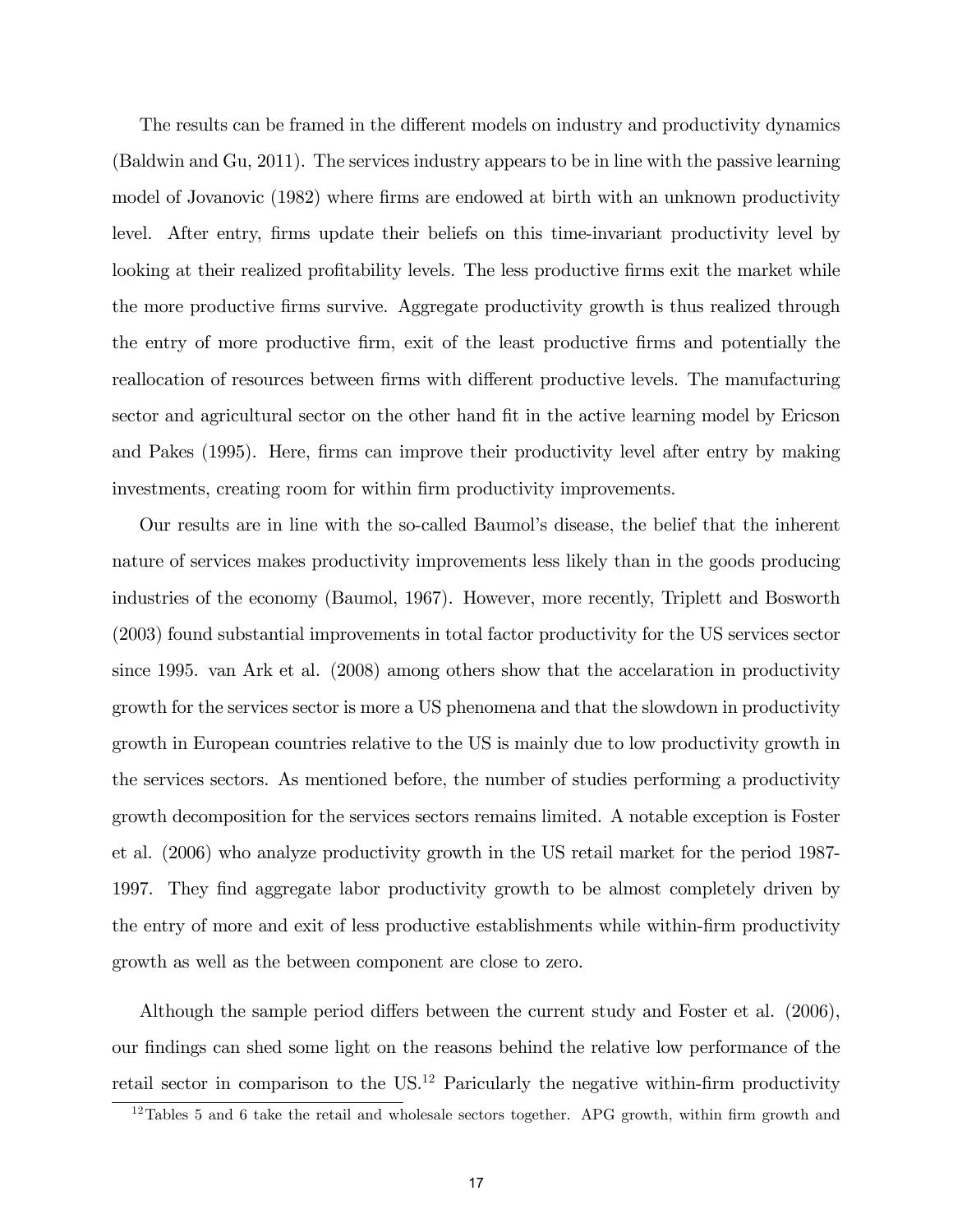The results can be framed in the different models on industry and productivity dynamics (Baldwin and Gu, 2011). The services industry appears to be in line with the passive learning model of Jovanovic (1982) where firms are endowed at birth with an unknown productivity level. After entry, firms update their beliefs on this time-invariant productivity level by looking at their realized profitability levels. The less productive firms exit the market while the more productive firms survive. Aggregate productivity growth is thus realized through the entry of more productive firm, exit of the least productive firms and potentially the reallocation of resources between firms with different productive levels. The manufacturing sector and agricultural sector on the other hand fit in the active learning model by Ericson and Pakes (1995). Here, firms can improve their productivity level after entry by making investments, creating room for within firm productivity improvements.

Our results are in line with the so-called Baumol's disease, the belief that the inherent nature of services makes productivity improvements less likely than in the goods producing industries of the economy (Baumol, 1967). However, more recently, Triplett and Bosworth (2003) found substantial improvements in total factor productivity for the US services sector since 1995. van Ark et al. (2008) among others show that the accelaration in productivity growth for the services sector is more a US phenomena and that the slowdown in productivity growth in European countries relative to the US is mainly due to low productivity growth in the services sectors. As mentioned before, the number of studies performing a productivity growth decomposition for the services sectors remains limited. A notable exception is Foster et al. (2006) who analyze productivity growth in the US retail market for the period 1987-1997. They find aggregate labor productivity growth to be almost completely driven by the entry of more and exit of less productive establishments while within-firm productivity growth as well as the between component are close to zero.

Although the sample period differs between the current study and Foster et al. (2006), our findings can shed some light on the reasons behind the relative low performance of the retail sector in comparison to the US.[12] Paricularly the negative within-firm productivity

[12] Tables 5 and 6 take the retail and wholesale sectors together. APG growth, within firm growth and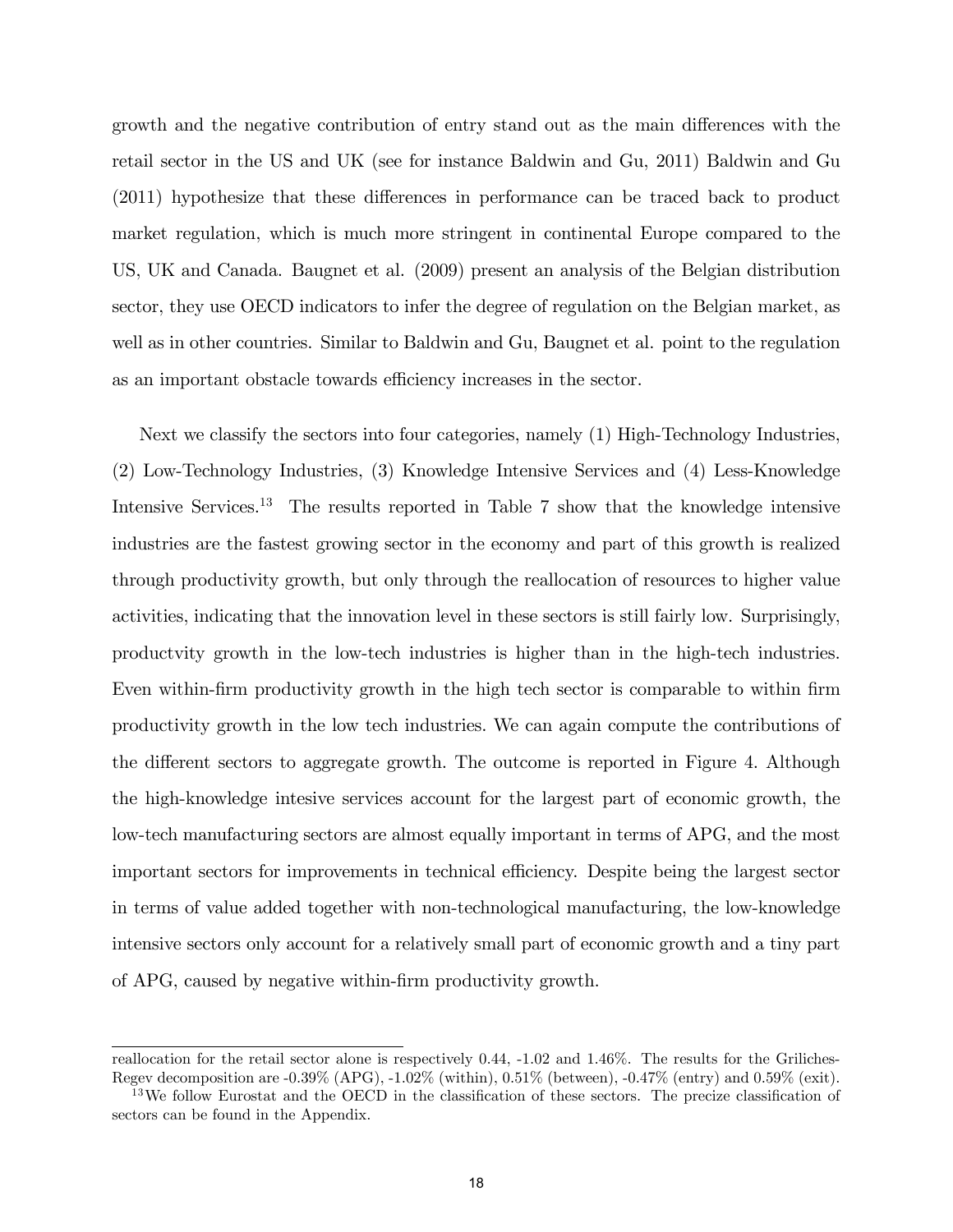growth and the negative contribution of entry stand out as the main differences with the retail sector in the US and UK (see for instance Baldwin and Gu, 2011) Baldwin and Gu (2011) hypothesize that these differences in performance can be traced back to product market regulation, which is much more stringent in continental Europe compared to the US, UK and Canada. Baugnet et al. (2009) present an analysis of the Belgian distribution sector, they use OECD indicators to infer the degree of regulation on the Belgian market, as well as in other countries. Similar to Baldwin and Gu, Baugnet et al. point to the regulation as an important obstacle towards efficiency increases in the sector.

Next we classify the sectors into four categories, namely (1) High-Technology Industries, (2) Low-Technology Industries, (3) Knowledge Intensive Services and (4) Less-Knowledge Intensive Services.[13] The results reported in Table 7 show that the knowledge intensive industries are the fastest growing sector in the economy and part of this growth is realized through productivity growth, but only through the reallocation of resources to higher value activities, indicating that the innovation level in these sectors is still fairly low. Surprisingly, productvity growth in the low-tech industries is higher than in the high-tech industries. Even within-firm productivity growth in the high tech sector is comparable to within firm productivity growth in the low tech industries. We can again compute the contributions of the different sectors to aggregate growth. The outcome is reported in Figure 4. Although the high-knowledge intesive services account for the largest part of economic growth, the low-tech manufacturing sectors are almost equally important in terms of APG, and the most important sectors for improvements in technical efficiency. Despite being the largest sector in terms of value added together with non-technological manufacturing, the low-knowledge intensive sectors only account for a relatively small part of economic growth and a tiny part of APG, caused by negative within-firm productivity growth.

---

reallocation for the retail sector alone is respectively 0.44, -1.02 and 1.46%. The results for the Griliches-Regev decomposition are -0.39% (APG), -1.02% (within), 0.51% (between), -0.47% (entry) and 0.59% (exit).

[13] We follow Eurostat and the OECD in the classification of these sectors. The precize classification of sectors can be found in the Appendix.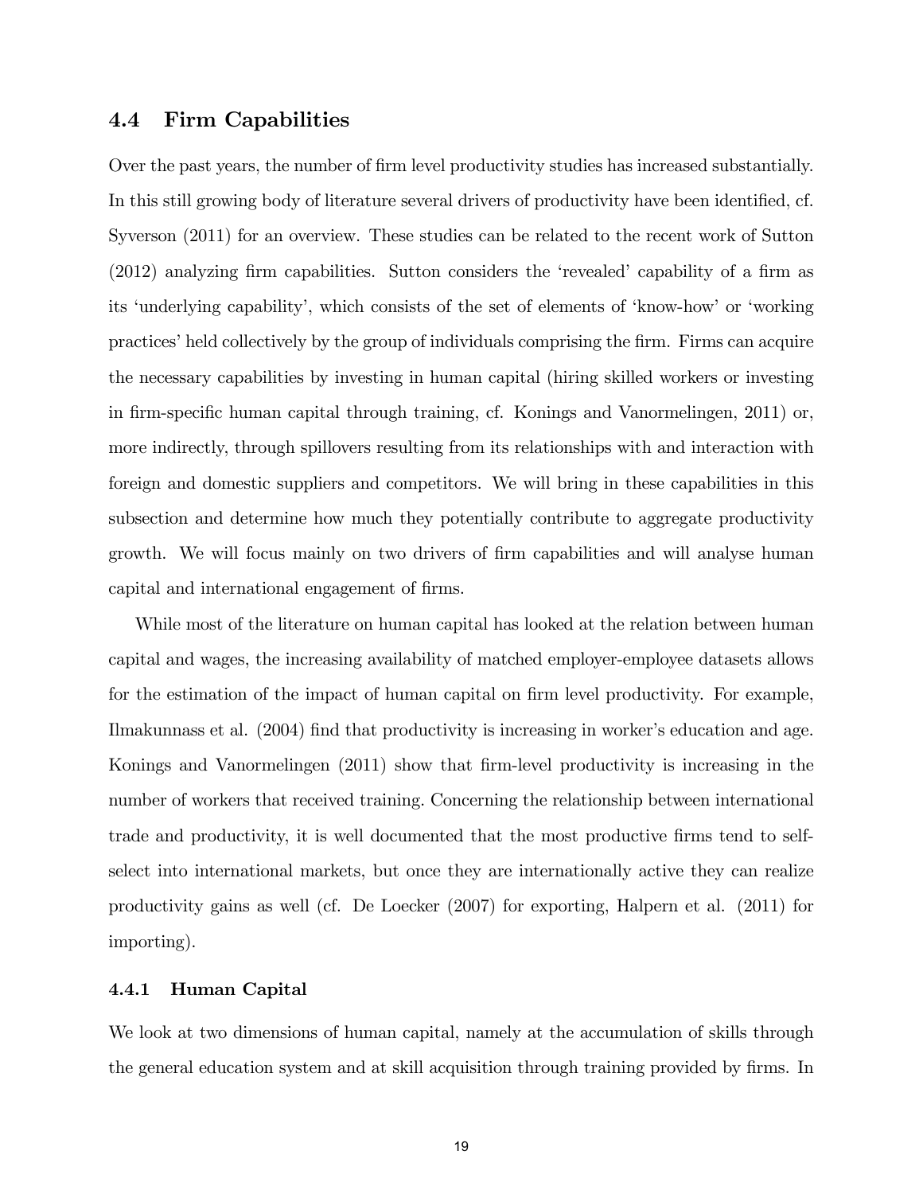## 4.4 Firm Capabilities

Over the past years, the number of firm level productivity studies has increased substantially. In this still growing body of literature several drivers of productivity have been identified, cf. Syverson (2011) for an overview. These studies can be related to the recent work of Sutton (2012) analyzing firm capabilities. Sutton considers the 'revealed' capability of a firm as its 'underlying capability', which consists of the set of elements of 'know-how' or 'working practices' held collectively by the group of individuals comprising the firm. Firms can acquire the necessary capabilities by investing in human capital (hiring skilled workers or investing in firm-specific human capital through training, cf. Konings and Vanormelingen, 2011) or, more indirectly, through spillovers resulting from its relationships with and interaction with foreign and domestic suppliers and competitors. We will bring in these capabilities in this subsection and determine how much they potentially contribute to aggregate productivity growth. We will focus mainly on two drivers of firm capabilities and will analyse human capital and international engagement of firms.

While most of the literature on human capital has looked at the relation between human capital and wages, the increasing availability of matched employer-employee datasets allows for the estimation of the impact of human capital on firm level productivity. For example, Ilmakunnass et al. (2004) find that productivity is increasing in worker's education and age. Konings and Vanormelingen (2011) show that firm-level productivity is increasing in the number of workers that received training. Concerning the relationship between international trade and productivity, it is well documented that the most productive firms tend to self-select into international markets, but once they are internationally active they can realize productivity gains as well (cf. De Loecker (2007) for exporting, Halpern et al. (2011) for importing).

### 4.4.1 Human Capital

We look at two dimensions of human capital, namely at the accumulation of skills through the general education system and at skill acquisition through training provided by firms. In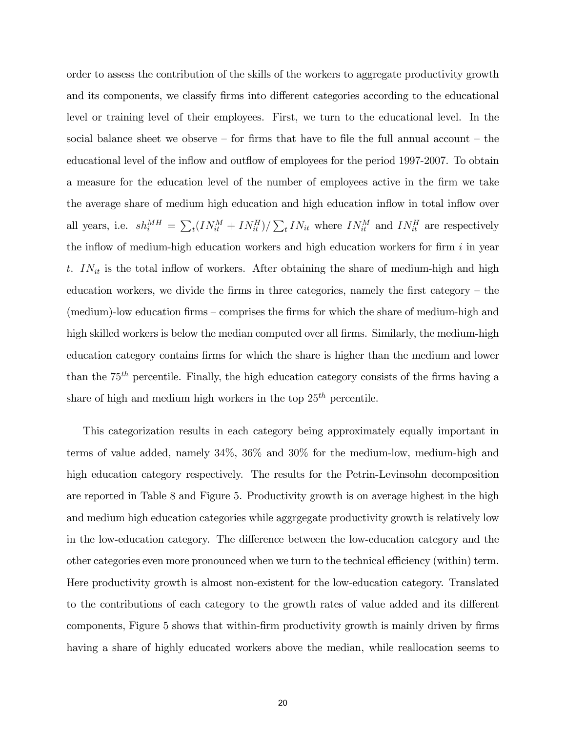order to assess the contribution of the skills of the workers to aggregate productivity growth and its components, we classify firms into different categories according to the educational level or training level of their employees. First, we turn to the educational level. In the social balance sheet we observe – for firms that have to file the full annual account – the educational level of the inflow and outflow of employees for the period 1997-2007. To obtain a measure for the education level of the number of employees active in the firm we take the average share of medium high education and high education inflow in total inflow over all years, i.e. $sh_i^{MH} = \sum_t (IN_{it}^M + IN_{it}^H) / \sum_t IN_{it}$ where $IN_{it}^M$ and $IN_{it}^H$ are respectively the inflow of medium-high education workers and high education workers for firm $i$ in year $t$. $IN_{it}$ is the total inflow of workers. After obtaining the share of medium-high and high education workers, we divide the firms in three categories, namely the first category – the (medium)-low education firms – comprises the firms for which the share of medium-high and high skilled workers is below the median computed over all firms. Similarly, the medium-high education category contains firms for which the share is higher than the medium and lower than the $75^{th}$ percentile. Finally, the high education category consists of the firms having a share of high and medium high workers in the top $25^{th}$ percentile.

This categorization results in each category being approximately equally important in terms of value added, namely 34%, 36% and 30% for the medium-low, medium-high and high education category respectively. The results for the Petrin-Levinsohn decomposition are reported in Table 8 and Figure 5. Productivity growth is on average highest in the high and medium high education categories while aggrgegate productivity growth is relatively low in the low-education category. The difference between the low-education category and the other categories even more pronounced when we turn to the technical efficiency (within) term. Here productivity growth is almost non-existent for the low-education category. Translated to the contributions of each category to the growth rates of value added and its different components, Figure 5 shows that within-firm productivity growth is mainly driven by firms having a share of highly educated workers above the median, while reallocation seems to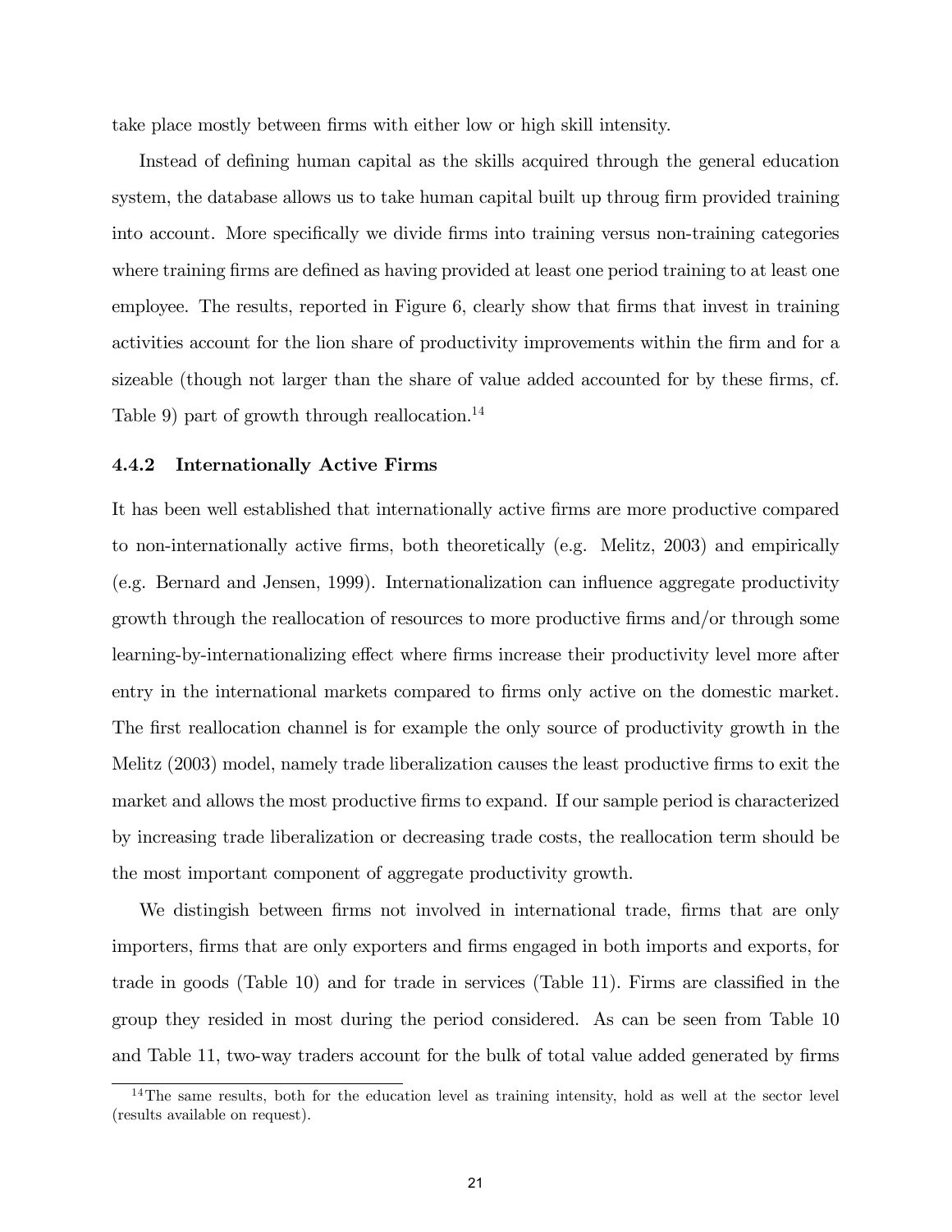take place mostly between firms with either low or high skill intensity.

Instead of defining human capital as the skills acquired through the general education system, the database allows us to take human capital built up throug firm provided training into account. More specifically we divide firms into training versus non-training categories where training firms are defined as having provided at least one period training to at least one employee. The results, reported in Figure 6, clearly show that firms that invest in training activities account for the lion share of productivity improvements within the firm and for a sizeable (though not larger than the share of value added accounted for by these firms, cf. Table 9) part of growth through reallocation.[14]

### 4.4.2 Internationally Active Firms

It has been well established that internationally active firms are more productive compared to non-internationally active firms, both theoretically (e.g. Melitz, 2003) and empirically (e.g. Bernard and Jensen, 1999). Internationalization can influence aggregate productivity growth through the reallocation of resources to more productive firms and/or through some learning-by-internationalizing effect where firms increase their productivity level more after entry in the international markets compared to firms only active on the domestic market. The first reallocation channel is for example the only source of productivity growth in the Melitz (2003) model, namely trade liberalization causes the least productive firms to exit the market and allows the most productive firms to expand. If our sample period is characterized by increasing trade liberalization or decreasing trade costs, the reallocation term should be the most important component of aggregate productivity growth.

We distingish between firms not involved in international trade, firms that are only importers, firms that are only exporters and firms engaged in both imports and exports, for trade in goods (Table 10) and for trade in services (Table 11). Firms are classified in the group they resided in most during the period considered. As can be seen from Table 10 and Table 11, two-way traders account for the bulk of total value added generated by firms

[14] The same results, both for the education level as training intensity, hold as well at the sector level (results available on request).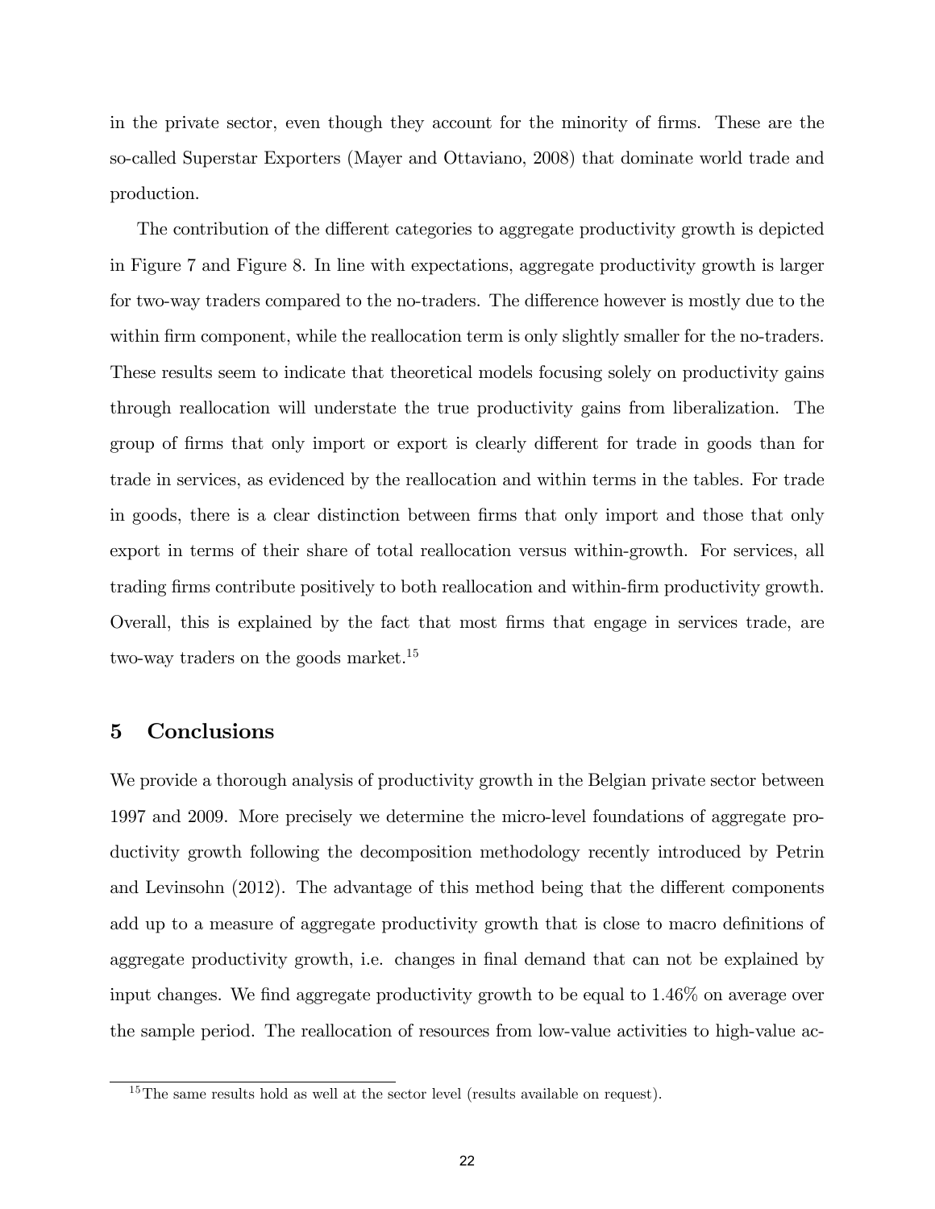in the private sector, even though they account for the minority of firms. These are the so-called Superstar Exporters (Mayer and Ottaviano, 2008) that dominate world trade and production.

The contribution of the different categories to aggregate productivity growth is depicted in Figure 7 and Figure 8. In line with expectations, aggregate productivity growth is larger for two-way traders compared to the no-traders. The difference however is mostly due to the within firm component, while the reallocation term is only slightly smaller for the no-traders. These results seem to indicate that theoretical models focusing solely on productivity gains through reallocation will understate the true productivity gains from liberalization. The group of firms that only import or export is clearly different for trade in goods than for trade in services, as evidenced by the reallocation and within terms in the tables. For trade in goods, there is a clear distinction between firms that only import and those that only export in terms of their share of total reallocation versus within-growth. For services, all trading firms contribute positively to both reallocation and within-firm productivity growth. Overall, this is explained by the fact that most firms that engage in services trade, are two-way traders on the goods market.[15]

## 5 Conclusions

We provide a thorough analysis of productivity growth in the Belgian private sector between 1997 and 2009. More precisely we determine the micro-level foundations of aggregate productivity growth following the decomposition methodology recently introduced by Petrin and Levinsohn (2012). The advantage of this method being that the different components add up to a measure of aggregate productivity growth that is close to macro definitions of aggregate productivity growth, i.e. changes in final demand that can not be explained by input changes. We find aggregate productivity growth to be equal to 1.46% on average over the sample period. The reallocation of resources from low-value activities to high-value ac-

[15] The same results hold as well at the sector level (results available on request).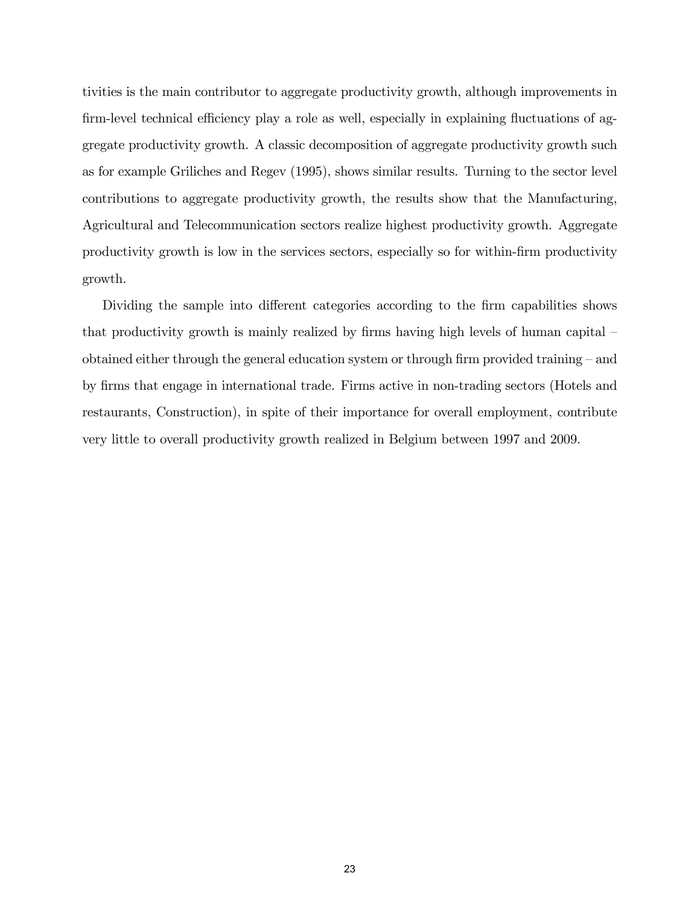tivities is the main contributor to aggregate productivity growth, although improvements in firm-level technical efficiency play a role as well, especially in explaining fluctuations of aggregate productivity growth. A classic decomposition of aggregate productivity growth such as for example Griliches and Regev (1995), shows similar results. Turning to the sector level contributions to aggregate productivity growth, the results show that the Manufacturing, Agricultural and Telecommunication sectors realize highest productivity growth. Aggregate productivity growth is low in the services sectors, especially so for within-firm productivity growth.

Dividing the sample into different categories according to the firm capabilities shows that productivity growth is mainly realized by firms having high levels of human capital – obtained either through the general education system or through firm provided training – and by firms that engage in international trade. Firms active in non-trading sectors (Hotels and restaurants, Construction), in spite of their importance for overall employment, contribute very little to overall productivity growth realized in Belgium between 1997 and 2009.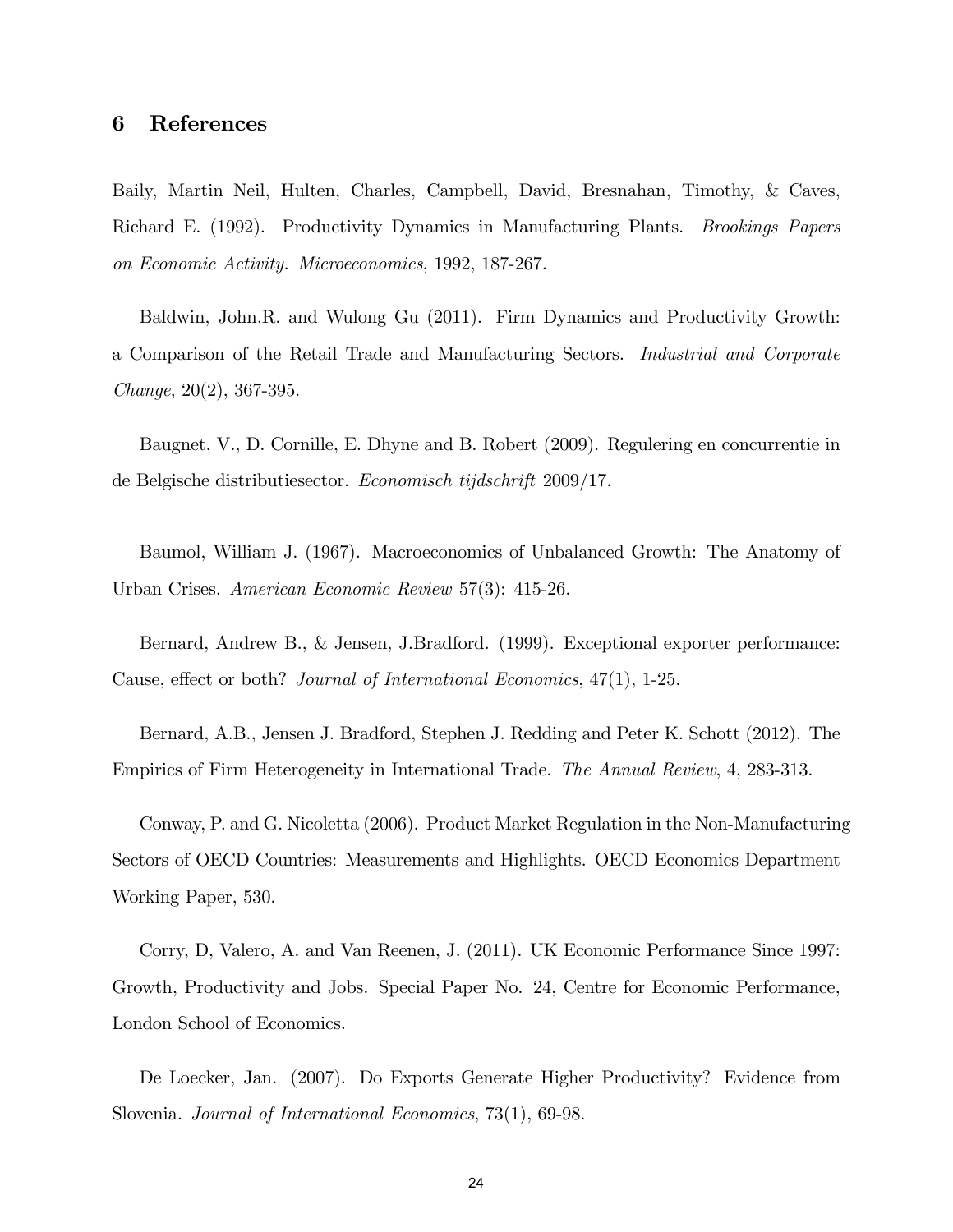## 6 References

Baily, Martin Neil, Hulten, Charles, Campbell, David, Bresnahan, Timothy, & Caves, Richard E. (1992). Productivity Dynamics in Manufacturing Plants. *Brookings Papers on Economic Activity. Microeconomics*, 1992, 187-267.

Baldwin, John.R. and Wulong Gu (2011). Firm Dynamics and Productivity Growth: a Comparison of the Retail Trade and Manufacturing Sectors. *Industrial and Corporate Change*, 20(2), 367-395.

Baugnet, V., D. Cornille, E. Dhyne and B. Robert (2009). Regulering en concurrentie in de Belgische distributiesector. *Economisch tijdschrift* 2009/17.

Baumol, William J. (1967). Macroeconomics of Unbalanced Growth: The Anatomy of Urban Crises. *American Economic Review* 57(3): 415-26.

Bernard, Andrew B., & Jensen, J.Bradford. (1999). Exceptional exporter performance: Cause, effect or both? *Journal of International Economics*, 47(1), 1-25.

Bernard, A.B., Jensen J. Bradford, Stephen J. Redding and Peter K. Schott (2012). The Empirics of Firm Heterogeneity in International Trade. *The Annual Review*, 4, 283-313.

Conway, P. and G. Nicoletta (2006). Product Market Regulation in the Non-Manufacturing Sectors of OECD Countries: Measurements and Highlights. OECD Economics Department Working Paper, 530.

Corry, D, Valero, A. and Van Reenen, J. (2011). UK Economic Performance Since 1997: Growth, Productivity and Jobs. Special Paper No. 24, Centre for Economic Performance, London School of Economics.

De Loecker, Jan. (2007). Do Exports Generate Higher Productivity? Evidence from Slovenia. *Journal of International Economics*, 73(1), 69-98.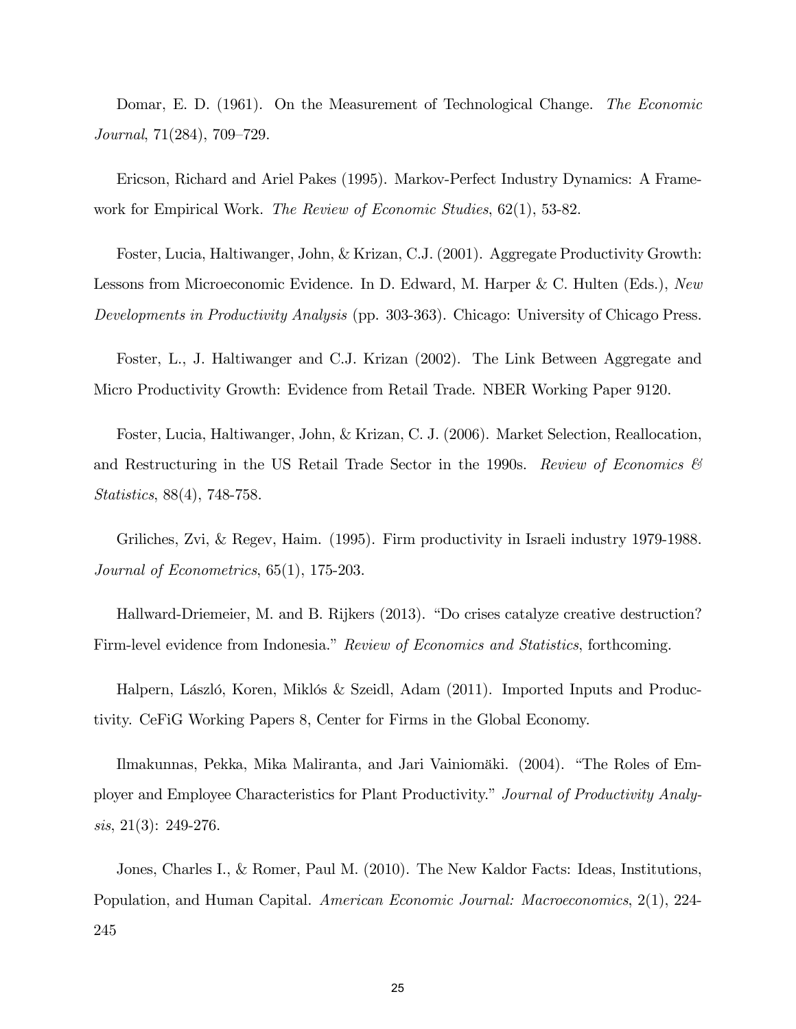Domar, E. D. (1961). On the Measurement of Technological Change. *The Economic Journal*, 71(284), 709–729.

Ericson, Richard and Ariel Pakes (1995). Markov-Perfect Industry Dynamics: A Framework for Empirical Work. *The Review of Economic Studies*, 62(1), 53-82.

Foster, Lucia, Haltiwanger, John, & Krizan, C.J. (2001). Aggregate Productivity Growth: Lessons from Microeconomic Evidence. In D. Edward, M. Harper & C. Hulten (Eds.), *New Developments in Productivity Analysis* (pp. 303-363). Chicago: University of Chicago Press.

Foster, L., J. Haltiwanger and C.J. Krizan (2002). The Link Between Aggregate and Micro Productivity Growth: Evidence from Retail Trade. NBER Working Paper 9120.

Foster, Lucia, Haltiwanger, John, & Krizan, C. J. (2006). Market Selection, Reallocation, and Restructuring in the US Retail Trade Sector in the 1990s. *Review of Economics & Statistics*, 88(4), 748-758.

Griliches, Zvi, & Regev, Haim. (1995). Firm productivity in Israeli industry 1979-1988. *Journal of Econometrics*, 65(1), 175-203.

Hallward-Driemeier, M. and B. Rijkers (2013). "Do crises catalyze creative destruction? Firm-level evidence from Indonesia." *Review of Economics and Statistics*, forthcoming.

Halpern, László, Koren, Miklós & Szeidl, Adam (2011). Imported Inputs and Productivity. CeFiG Working Papers 8, Center for Firms in the Global Economy.

Ilmakunnas, Pekka, Mika Maliranta, and Jari Vainiomäki. (2004). "The Roles of Employer and Employee Characteristics for Plant Productivity." *Journal of Productivity Analysis*, 21(3): 249-276.

Jones, Charles I., & Romer, Paul M. (2010). The New Kaldor Facts: Ideas, Institutions, Population, and Human Capital. *American Economic Journal: Macroeconomics*, 2(1), 224-245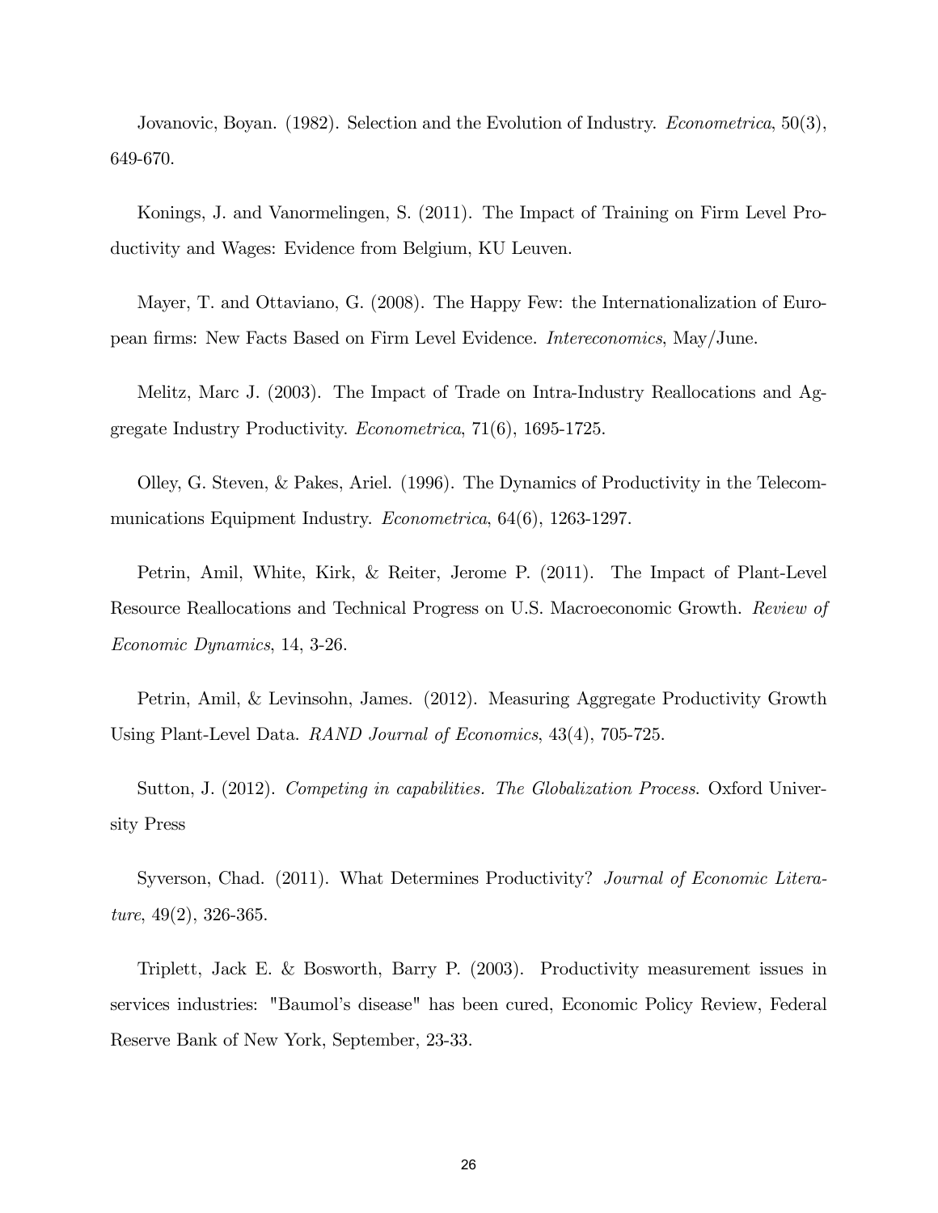Jovanovic, Boyan. (1982). Selection and the Evolution of Industry. *Econometrica*, 50(3), 649-670.

Konings, J. and Vanormelingen, S. (2011). The Impact of Training on Firm Level Productivity and Wages: Evidence from Belgium, KU Leuven.

Mayer, T. and Ottaviano, G. (2008). The Happy Few: the Internationalization of European firms: New Facts Based on Firm Level Evidence. *Intereconomics*, May/June.

Melitz, Marc J. (2003). The Impact of Trade on Intra-Industry Reallocations and Aggregate Industry Productivity. *Econometrica*, 71(6), 1695-1725.

Olley, G. Steven, & Pakes, Ariel. (1996). The Dynamics of Productivity in the Telecommunications Equipment Industry. *Econometrica*, 64(6), 1263-1297.

Petrin, Amil, White, Kirk, & Reiter, Jerome P. (2011). The Impact of Plant-Level Resource Reallocations and Technical Progress on U.S. Macroeconomic Growth. *Review of Economic Dynamics*, 14, 3-26.

Petrin, Amil, & Levinsohn, James. (2012). Measuring Aggregate Productivity Growth Using Plant-Level Data. *RAND Journal of Economics*, 43(4), 705-725.

Sutton, J. (2012). *Competing in capabilities. The Globalization Process.* Oxford University Press

Syverson, Chad. (2011). What Determines Productivity? *Journal of Economic Literature*, 49(2), 326-365.

Triplett, Jack E. & Bosworth, Barry P. (2003). Productivity measurement issues in services industries: "Baumol's disease" has been cured, Economic Policy Review, Federal Reserve Bank of New York, September, 23-33.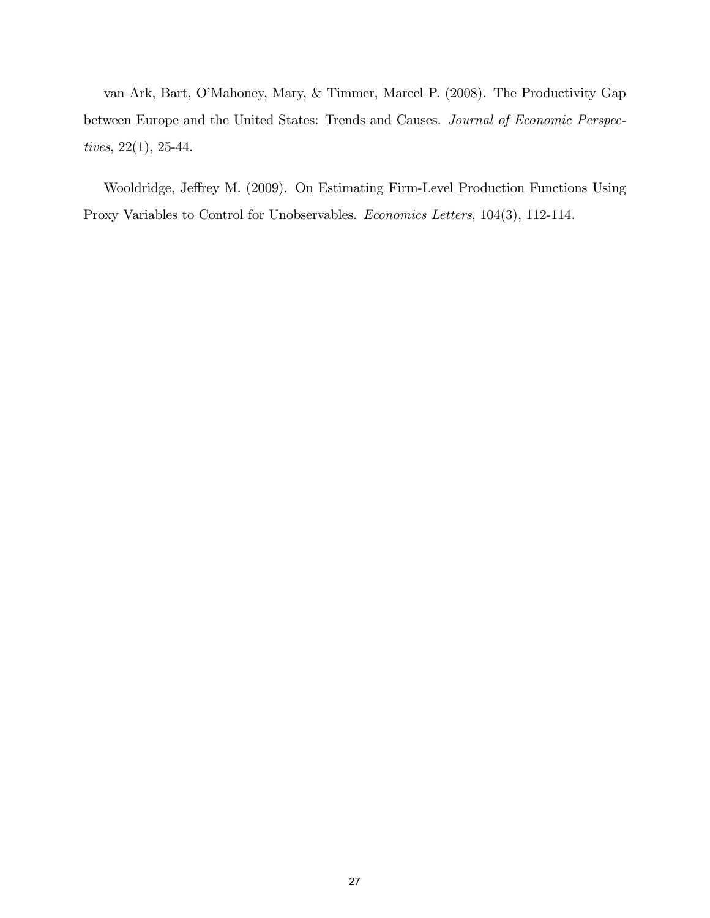van Ark, Bart, O'Mahoney, Mary, & Timmer, Marcel P. (2008). The Productivity Gap between Europe and the United States: Trends and Causes. *Journal of Economic Perspectives*, 22(1), 25-44.

Wooldridge, Jeffrey M. (2009). On Estimating Firm-Level Production Functions Using Proxy Variables to Control for Unobservables. *Economics Letters*, 104(3), 112-114.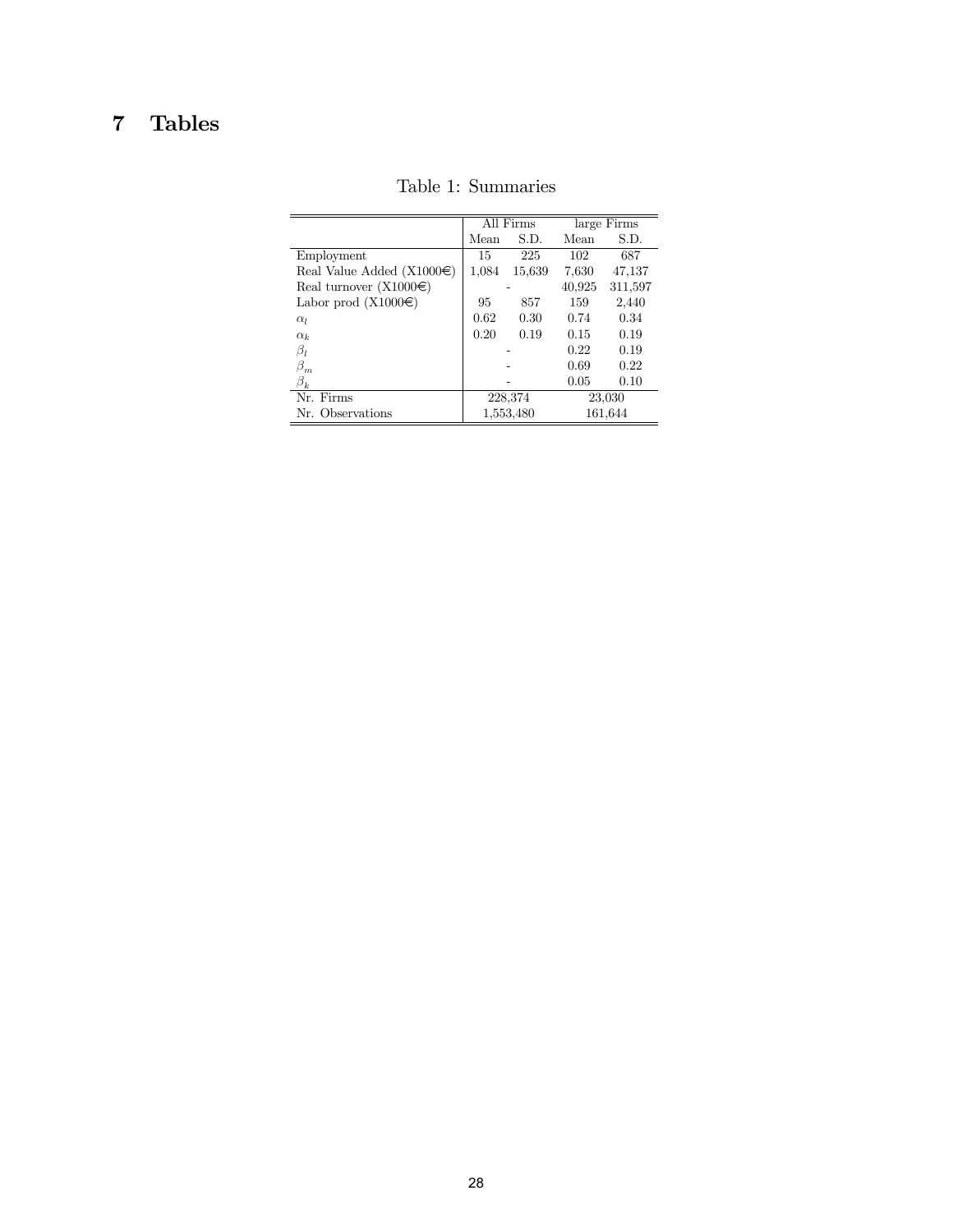# 7 Tables

Table 1: Summaries

| | All Firms | | large Firms | |
|---|---|---|---|---|
| | Mean | S.D. | Mean | S.D. |
| Employment | 15 | 225 | 102 | 687 |
| Real Value Added (X1000€) | 1,084 | 15,639 | 7,630 | 47,137 |
| Real turnover (X1000€) | - | | 40,925 | 311,597 |
| Labor prod (X1000€) | 95 | 857 | 159 | 2,440 |
| $\alpha_l$ | 0.62 | 0.30 | 0.74 | 0.34 |
| $\alpha_k$ | 0.20 | 0.19 | 0.15 | 0.19 |
| $\beta_l$ | - | | 0.22 | 0.19 |
| $\beta_m$ | - | | 0.69 | 0.22 |
| $\beta_k$ | - | | 0.05 | 0.10 |
| Nr. Firms | 228,374 | | 23,030 | |
| Nr. Observations | 1,553,480 | | 161,644 | |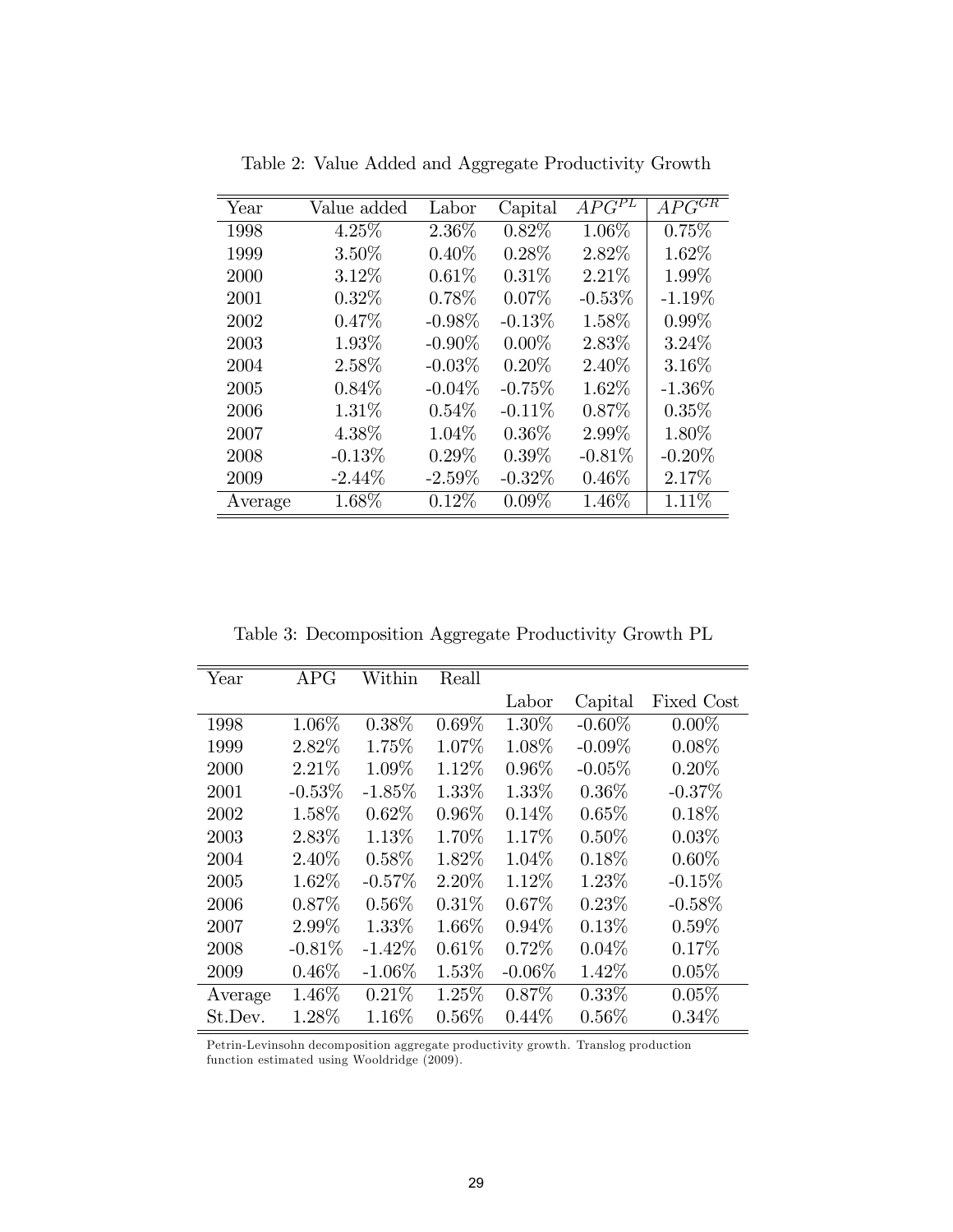Table 2: Value Added and Aggregate Productivity Growth

| Year | Value added | Labor | Capital | $APG^{PL}$ | $APG^{GR}$ |
|---|---|---|---|---|---|
| 1998 | 4.25% | 2.36% | 0.82% | 1.06% | 0.75% |
| 1999 | 3.50% | 0.40% | 0.28% | 2.82% | 1.62% |
| 2000 | 3.12% | 0.61% | 0.31% | 2.21% | 1.99% |
| 2001 | 0.32% | 0.78% | 0.07% | -0.53% | -1.19% |
| 2002 | 0.47% | -0.98% | -0.13% | 1.58% | 0.99% |
| 2003 | 1.93% | -0.90% | 0.00% | 2.83% | 3.24% |
| 2004 | 2.58% | -0.03% | 0.20% | 2.40% | 3.16% |
| 2005 | 0.84% | -0.04% | -0.75% | 1.62% | -1.36% |
| 2006 | 1.31% | 0.54% | -0.11% | 0.87% | 0.35% |
| 2007 | 4.38% | 1.04% | 0.36% | 2.99% | 1.80% |
| 2008 | -0.13% | 0.29% | 0.39% | -0.81% | -0.20% |
| 2009 | -2.44% | -2.59% | -0.32% | 0.46% | 2.17% |
| Average | 1.68% | 0.12% | 0.09% | 1.46% | 1.11% |

Table 3: Decomposition Aggregate Productivity Growth PL

| Year | APG | Within | Reall | | | |
|---|---|---|---|---|---|---|
| | | | | Labor | Capital | Fixed Cost |
| 1998 | 1.06% | 0.38% | 0.69% | 1.30% | -0.60% | 0.00% |
| 1999 | 2.82% | 1.75% | 1.07% | 1.08% | -0.09% | 0.08% |
| 2000 | 2.21% | 1.09% | 1.12% | 0.96% | -0.05% | 0.20% |
| 2001 | -0.53% | -1.85% | 1.33% | 1.33% | 0.36% | -0.37% |
| 2002 | 1.58% | 0.62% | 0.96% | 0.14% | 0.65% | 0.18% |
| 2003 | 2.83% | 1.13% | 1.70% | 1.17% | 0.50% | 0.03% |
| 2004 | 2.40% | 0.58% | 1.82% | 1.04% | 0.18% | 0.60% |
| 2005 | 1.62% | -0.57% | 2.20% | 1.12% | 1.23% | -0.15% |
| 2006 | 0.87% | 0.56% | 0.31% | 0.67% | 0.23% | -0.58% |
| 2007 | 2.99% | 1.33% | 1.66% | 0.94% | 0.13% | 0.59% |
| 2008 | -0.81% | -1.42% | 0.61% | 0.72% | 0.04% | 0.17% |
| 2009 | 0.46% | -1.06% | 1.53% | -0.06% | 1.42% | 0.05% |
| Average | 1.46% | 0.21% | 1.25% | 0.87% | 0.33% | 0.05% |
| St.Dev. | 1.28% | 1.16% | 0.56% | 0.44% | 0.56% | 0.34% |

Petrin-Levinsohn decomposition aggregate productivity growth. Translog production function estimated using Wooldridge (2009).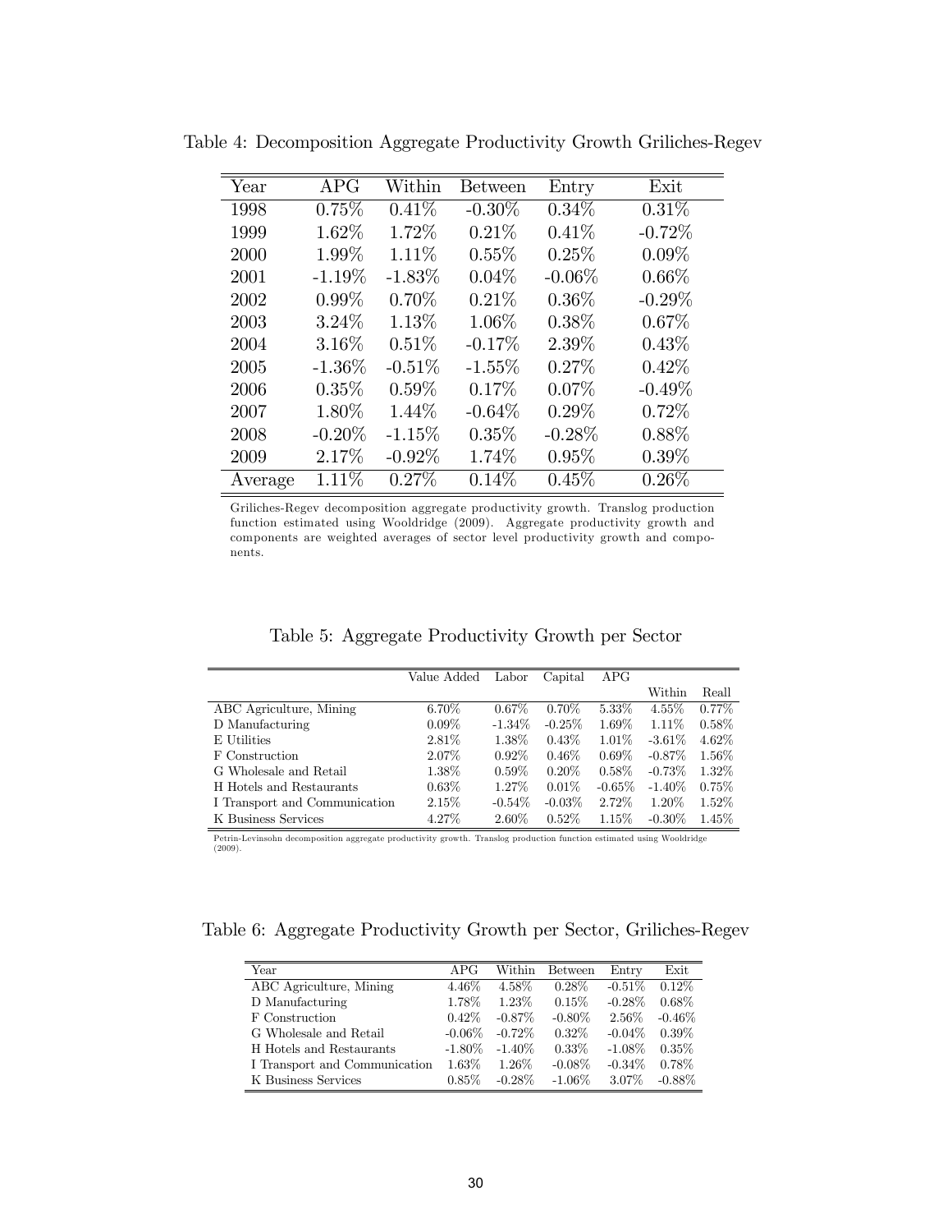Table 4: Decomposition Aggregate Productivity Growth Griliches-Regev

| Year | APG | Within | Between | Entry | Exit |
|---|---|---|---|---|---|
| 1998 | 0.75% | 0.41% | -0.30% | 0.34% | 0.31% |
| 1999 | 1.62% | 1.72% | 0.21% | 0.41% | -0.72% |
| 2000 | 1.99% | 1.11% | 0.55% | 0.25% | 0.09% |
| 2001 | -1.19% | -1.83% | 0.04% | -0.06% | 0.66% |
| 2002 | 0.99% | 0.70% | 0.21% | 0.36% | -0.29% |
| 2003 | 3.24% | 1.13% | 1.06% | 0.38% | 0.67% |
| 2004 | 3.16% | 0.51% | -0.17% | 2.39% | 0.43% |
| 2005 | -1.36% | -0.51% | -1.55% | 0.27% | 0.42% |
| 2006 | 0.35% | 0.59% | 0.17% | 0.07% | -0.49% |
| 2007 | 1.80% | 1.44% | -0.64% | 0.29% | 0.72% |
| 2008 | -0.20% | -1.15% | 0.35% | -0.28% | 0.88% |
| 2009 | 2.17% | -0.92% | 1.74% | 0.95% | 0.39% |
| Average | 1.11% | 0.27% | 0.14% | 0.45% | 0.26% |

Griliches-Regev decomposition aggregate productivity growth. Translog production function estimated using Wooldridge (2009). Aggregate productivity growth and components are weighted averages of sector level productivity growth and components.

Table 5: Aggregate Productivity Growth per Sector

| | Value Added | Labor | Capital | APG | | |
|---|---|---|---|---|---|---|
| | | | | | Within | Reall |
| ABC Agriculture, Mining | 6.70% | 0.67% | 0.70% | 5.33% | 4.55% | 0.77% |
| D Manufacturing | 0.09% | -1.34% | -0.25% | 1.69% | 1.11% | 0.58% |
| E Utilities | 2.81% | 1.38% | 0.43% | 1.01% | -3.61% | 4.62% |
| F Construction | 2.07% | 0.92% | 0.46% | 0.69% | -0.87% | 1.56% |
| G Wholesale and Retail | 1.38% | 0.59% | 0.20% | 0.58% | -0.73% | 1.32% |
| H Hotels and Restaurants | 0.63% | 1.27% | 0.01% | -0.65% | -1.40% | 0.75% |
| I Transport and Communication | 2.15% | -0.54% | -0.03% | 2.72% | 1.20% | 1.52% |
| K Business Services | 4.27% | 2.60% | 0.52% | 1.15% | -0.30% | 1.45% |

Petrin-Levinsohn decomposition aggregate productivity growth. Translog production function estimated using Wooldridge (2009).

Table 6: Aggregate Productivity Growth per Sector, Griliches-Regev

| Year | APG | Within | Between | Entry | Exit |
|---|---|---|---|---|---|
| ABC Agriculture, Mining | 4.46% | 4.58% | 0.28% | -0.51% | 0.12% |
| D Manufacturing | 1.78% | 1.23% | 0.15% | -0.28% | 0.68% |
| F Construction | 0.42% | -0.87% | -0.80% | 2.56% | -0.46% |
| G Wholesale and Retail | -0.06% | -0.72% | 0.32% | -0.04% | 0.39% |
| H Hotels and Restaurants | -1.80% | -1.40% | 0.33% | -1.08% | 0.35% |
| I Transport and Communication | 1.63% | 1.26% | -0.08% | -0.34% | 0.78% |
| K Business Services | 0.85% | -0.28% | -1.06% | 3.07% | -0.88% |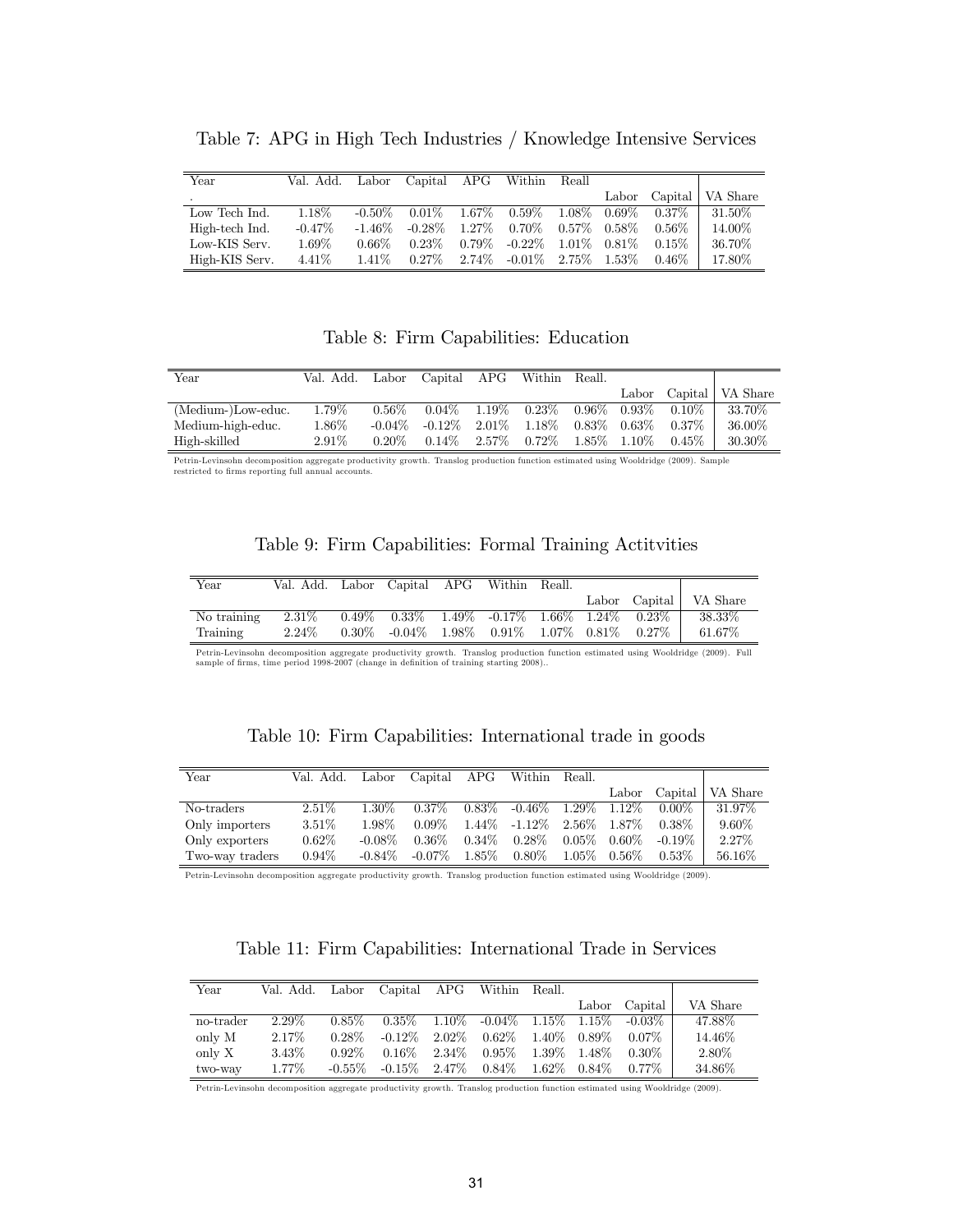Table 7: APG in High Tech Industries / Knowledge Intensive Services

| Year | Val. Add. | Labor | Capital | APG | Within | Reall | | | |
|---|---|---|---|---|---|---|---|---|---|
| . | | | | | | | Labor | Capital | VA Share |
| Low Tech Ind. | 1.18% | -0.50% | 0.01% | 1.67% | 0.59% | 1.08% | 0.69% | 0.37% | 31.50% |
| High-tech Ind. | -0.47% | -1.46% | -0.28% | 1.27% | 0.70% | 0.57% | 0.58% | 0.56% | 14.00% |
| Low-KIS Serv. | 1.69% | 0.66% | 0.23% | 0.79% | -0.22% | 1.01% | 0.81% | 0.15% | 36.70% |
| High-KIS Serv. | 4.41% | 1.41% | 0.27% | 2.74% | -0.01% | 2.75% | 1.53% | 0.46% | 17.80% |

Table 8: Firm Capabilities: Education

| Year | Val. Add. | Labor | Capital | APG | Within | Reall. | | | |
|---|---|---|---|---|---|---|---|---|---|
| | | | | | | | Labor | Capital | VA Share |
| (Medium-)Low-educ. | 1.79% | 0.56% | 0.04% | 1.19% | 0.23% | 0.96% | 0.93% | 0.10% | 33.70% |
| Medium-high-educ. | 1.86% | -0.04% | -0.12% | 2.01% | 1.18% | 0.83% | 0.63% | 0.37% | 36.00% |
| High-skilled | 2.91% | 0.20% | 0.14% | 2.57% | 0.72% | 1.85% | 1.10% | 0.45% | 30.30% |

Petrin-Levinsohn decomposition aggregate productivity growth. Translog production function estimated using Wooldridge (2009). Sample restricted to firms reporting full annual accounts.

Table 9: Firm Capabilities: Formal Training Actitvities

| Year | Val. Add. | Labor | Capital | APG | Within | Reall. | | | |
|---|---|---|---|---|---|---|---|---|---|
| | | | | | | | Labor | Capital | VA Share |
| No training | 2.31% | 0.49% | 0.33% | 1.49% | -0.17% | 1.66% | 1.24% | 0.23% | 38.33% |
| Training | 2.24% | 0.30% | -0.04% | 1.98% | 0.91% | 1.07% | 0.81% | 0.27% | 61.67% |

Petrin-Levinsohn decomposition aggregate productivity growth. Translog production function estimated using Wooldridge (2009). Full sample of firms, time period 1998-2007 (change in definition of training starting 2008)..

Table 10: Firm Capabilities: International trade in goods

| Year | Val. Add. | Labor | Capital | APG | Within | Reall. | | | |
|---|---|---|---|---|---|---|---|---|---|
| | | | | | | | Labor | Capital | VA Share |
| No-traders | 2.51% | 1.30% | 0.37% | 0.83% | -0.46% | 1.29% | 1.12% | 0.00% | 31.97% |
| Only importers | 3.51% | 1.98% | 0.09% | 1.44% | -1.12% | 2.56% | 1.87% | 0.38% | 9.60% |
| Only exporters | 0.62% | -0.08% | 0.36% | 0.34% | 0.28% | 0.05% | 0.60% | -0.19% | 2.27% |
| Two-way traders | 0.94% | -0.84% | -0.07% | 1.85% | 0.80% | 1.05% | 0.56% | 0.53% | 56.16% |

Petrin-Levinsohn decomposition aggregate productivity growth. Translog production function estimated using Wooldridge (2009).

Table 11: Firm Capabilities: International Trade in Services

| Year | Val. Add. | Labor | Capital | APG | Within | Reall. | | | |
|---|---|---|---|---|---|---|---|---|---|
| | | | | | | | Labor | Capital | VA Share |
| no-trader | 2.29% | 0.85% | 0.35% | 1.10% | -0.04% | 1.15% | 1.15% | -0.03% | 47.88% |
| only M | 2.17% | 0.28% | -0.12% | 2.02% | 0.62% | 1.40% | 0.89% | 0.07% | 14.46% |
| only X | 3.43% | 0.92% | 0.16% | 2.34% | 0.95% | 1.39% | 1.48% | 0.30% | 2.80% |
| two-way | 1.77% | -0.55% | -0.15% | 2.47% | 0.84% | 1.62% | 0.84% | 0.77% | 34.86% |

Petrin-Levinsohn decomposition aggregate productivity growth. Translog production function estimated using Wooldridge (2009).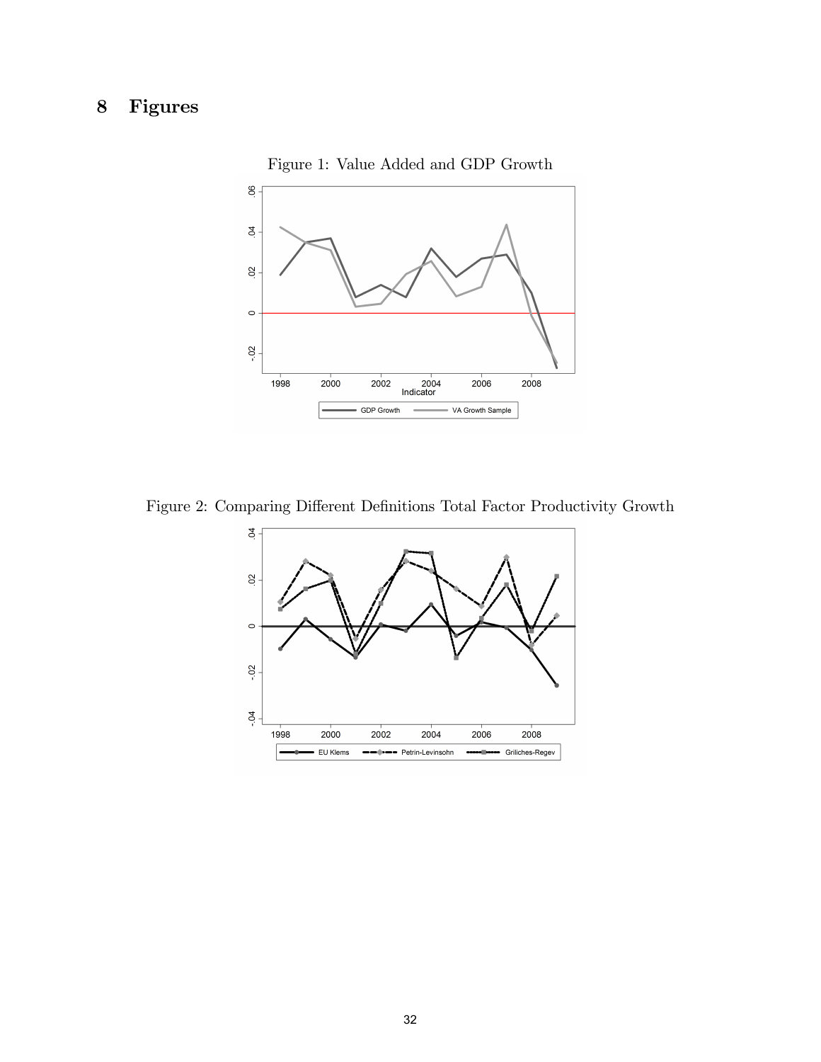# 8 Figures

Figure 1: Value Added and GDP Growth

Figure 2: Comparing Different Definitions Total Factor Productivity Growth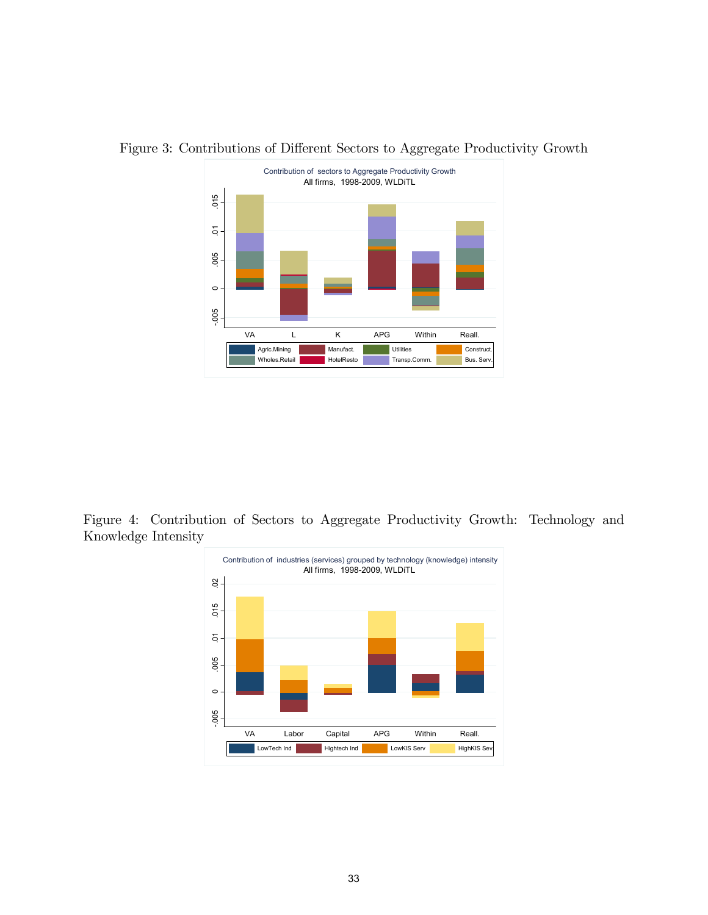Figure 3: Contributions of Different Sectors to Aggregate Productivity Growth

Figure 4: Contribution of Sectors to Aggregate Productivity Growth: Technology and Knowledge Intensity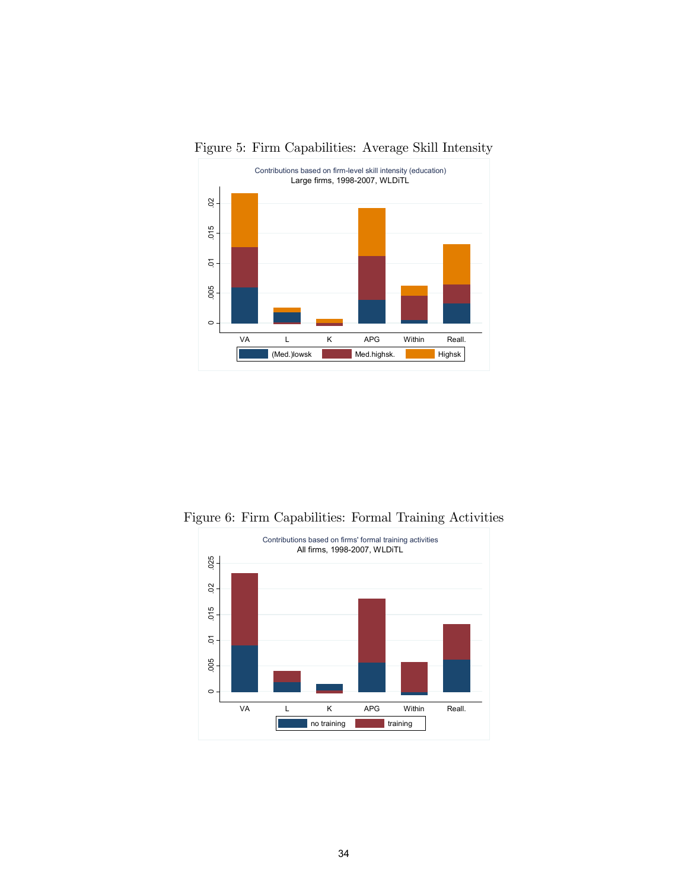Figure 5: Firm Capabilities: Average Skill Intensity

Figure 6: Firm Capabilities: Formal Training Activities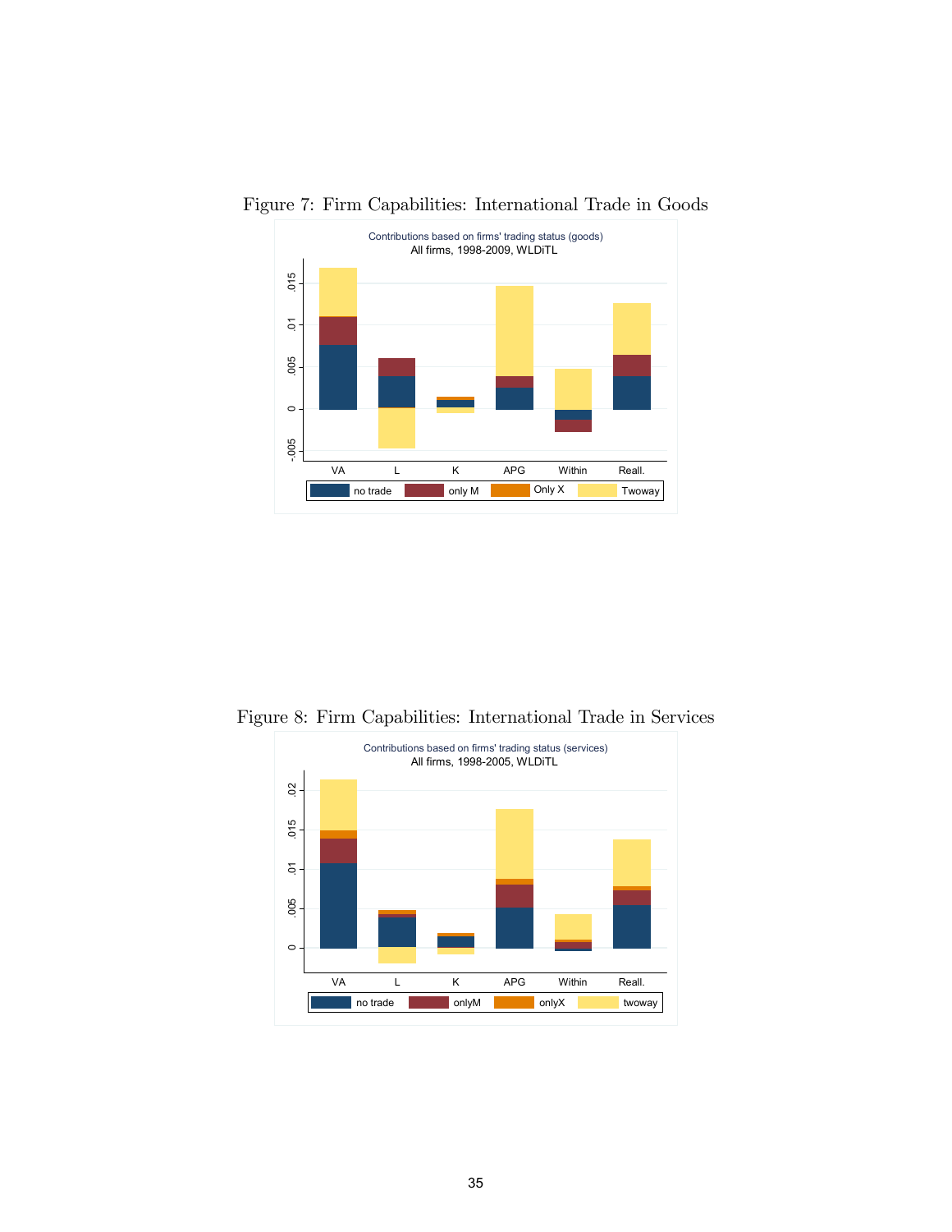Figure 7: Firm Capabilities: International Trade in Goods

Figure 8: Firm Capabilities: International Trade in Services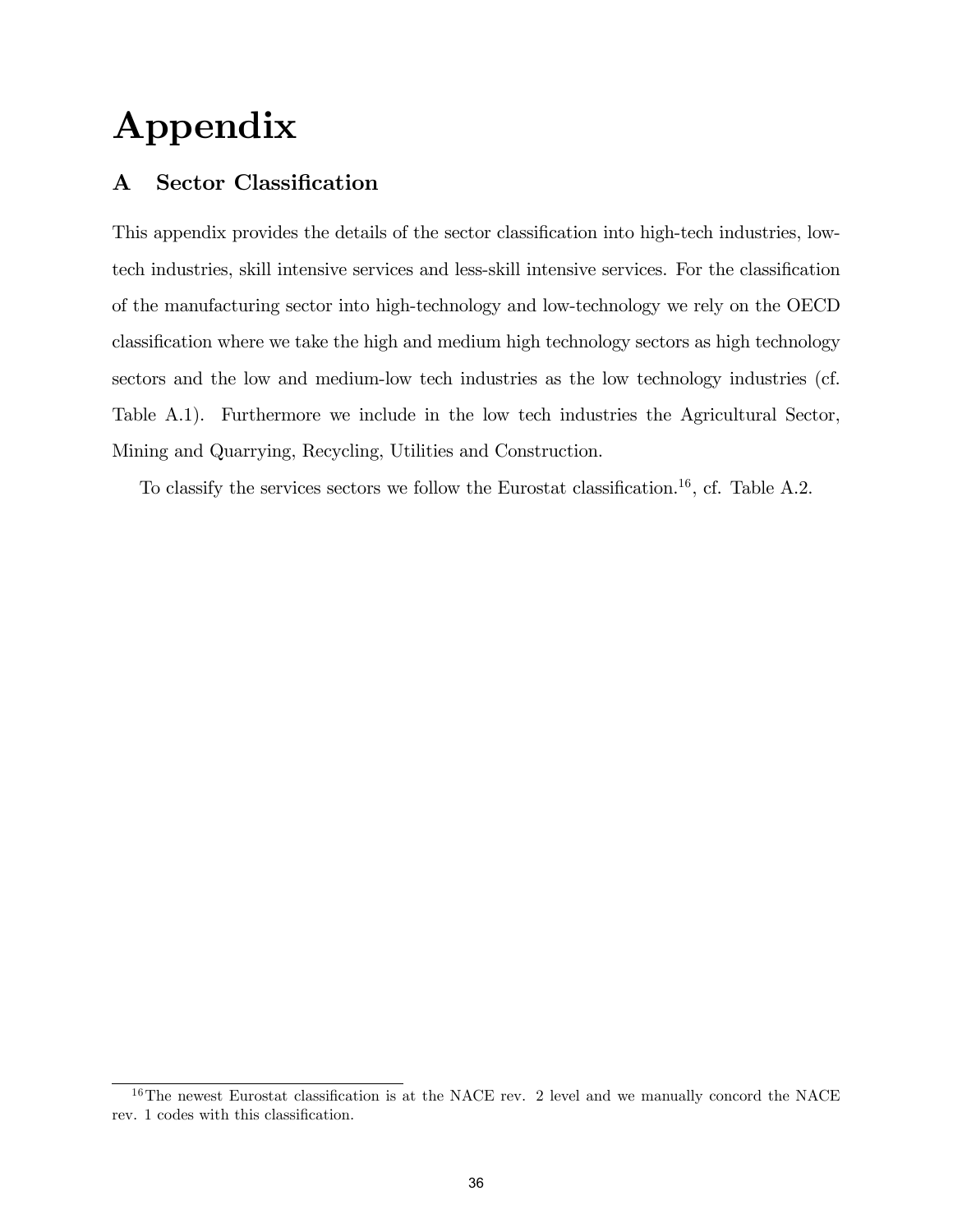# Appendix

## A Sector Classification

This appendix provides the details of the sector classification into high-tech industries, low-tech industries, skill intensive services and less-skill intensive services. For the classification of the manufacturing sector into high-technology and low-technology we rely on the OECD classification where we take the high and medium high technology sectors as high technology sectors and the low and medium-low tech industries as the low technology industries (cf. Table A.1). Furthermore we include in the low tech industries the Agricultural Sector, Mining and Quarrying, Recycling, Utilities and Construction.

To classify the services sectors we follow the Eurostat classification.[16], cf. Table A.2.

[16] The newest Eurostat classification is at the NACE rev. 2 level and we manually concord the NACE rev. 1 codes with this classification.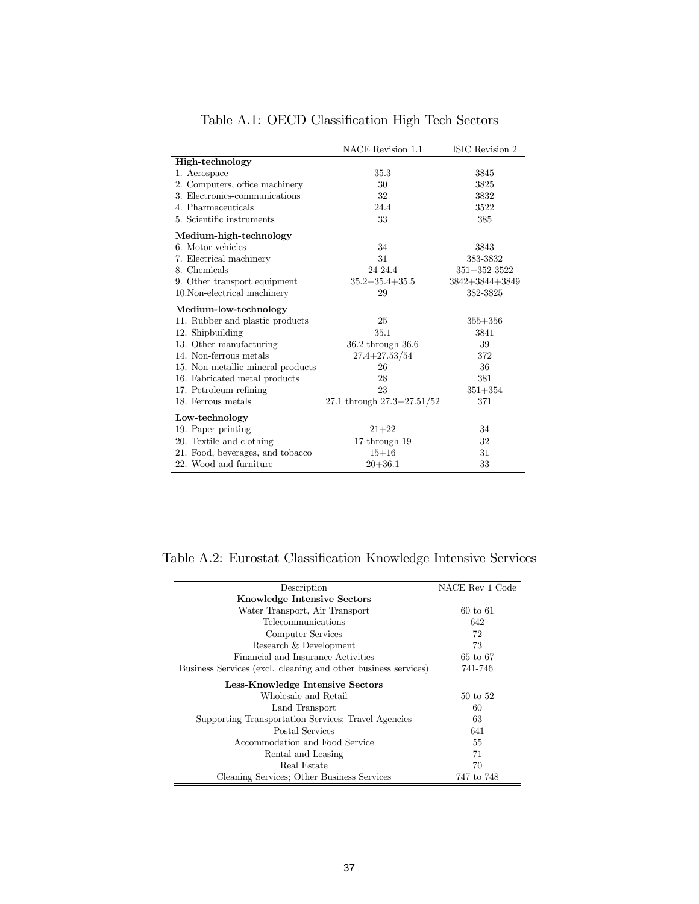Table A.1: OECD Classification High Tech Sectors

| | NACE Revision 1.1 | ISIC Revision 2 |
|---|---|---|
| **High-technology** | | |
| 1. Aerospace | 35.3 | 3845 |
| 2. Computers, office machinery | 30 | 3825 |
| 3. Electronics-communications | 32 | 3832 |
| 4. Pharmaceuticals | 24.4 | 3522 |
| 5. Scientific instruments | 33 | 385 |
| **Medium-high-technology** | | |
| 6. Motor vehicles | 34 | 3843 |
| 7. Electrical machinery | 31 | 383-3832 |
| 8. Chemicals | 24-24.4 | 351+352-3522 |
| 9. Other transport equipment | 35.2+35.4+35.5 | 3842+3844+3849 |
| 10.Non-electrical machinery | 29 | 382-3825 |
| **Medium-low-technology** | | |
| 11. Rubber and plastic products | 25 | 355+356 |
| 12. Shipbuilding | 35.1 | 3841 |
| 13. Other manufacturing | 36.2 through 36.6 | 39 |
| 14. Non-ferrous metals | 27.4+27.53/54 | 372 |
| 15. Non-metallic mineral products | 26 | 36 |
| 16. Fabricated metal products | 28 | 381 |
| 17. Petroleum refining | 23 | 351+354 |
| 18. Ferrous metals | 27.1 through 27.3+27.51/52 | 371 |
| **Low-technology** | | |
| 19. Paper printing | 21+22 | 34 |
| 20. Textile and clothing | 17 through 19 | 32 |
| 21. Food, beverages, and tobacco | 15+16 | 31 |
| 22. Wood and furniture | 20+36.1 | 33 |

Table A.2: Eurostat Classification Knowledge Intensive Services

| Description | NACE Rev 1 Code |
|---|---|
| **Knowledge Intensive Sectors** | |
| Water Transport, Air Transport | 60 to 61 |
| Telecommunications | 642 |
| Computer Services | 72 |
| Research & Development | 73 |
| Financial and Insurance Activities | 65 to 67 |
| Business Services (excl. cleaning and other business services) | 741-746 |
| **Less-Knowledge Intensive Sectors** | |
| Wholesale and Retail | 50 to 52 |
| Land Transport | 60 |
| Supporting Transportation Services; Travel Agencies | 63 |
| Postal Services | 641 |
| Accommodation and Food Service | 55 |
| Rental and Leasing | 71 |
| Real Estate | 70 |
| Cleaning Services; Other Business Services | 747 to 748 |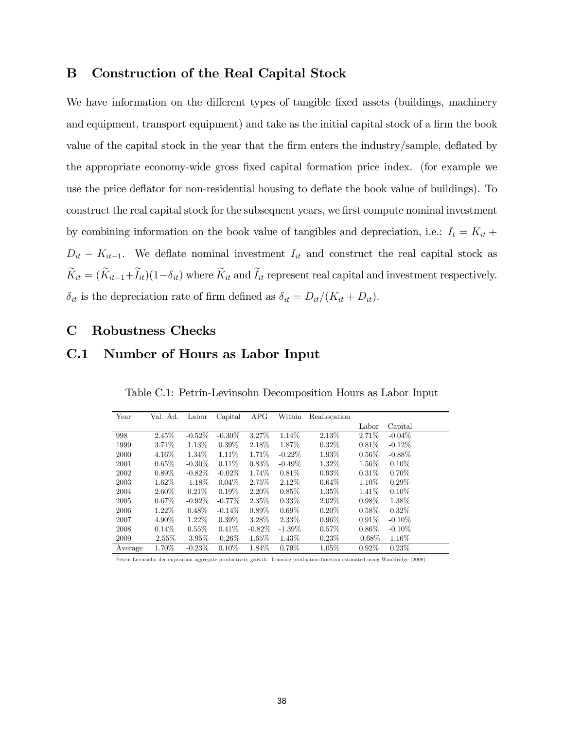## B Construction of the Real Capital Stock

We have information on the different types of tangible fixed assets (buildings, machinery and equipment, transport equipment) and take as the initial capital stock of a firm the book value of the capital stock in the year that the firm enters the industry/sample, deflated by the appropriate economy-wide gross fixed capital formation price index. (for example we use the price deflator for non-residential housing to deflate the book value of buildings). To construct the real capital stock for the subsequent years, we first compute nominal investment by combining information on the book value of tangibles and depreciation, i.e.: $I_t = K_{it} + D_{it} - K_{it-1}$. We deflate nominal investment $I_{it}$ and construct the real capital stock as $\widetilde{K}_{it} = (\widetilde{K}_{it-1} + \widetilde{I}_{it})(1 - \delta_{it})$ where $\widetilde{K}_{it}$ and $\widetilde{I}_{it}$ represent real capital and investment respectively. $\delta_{it}$ is the depreciation rate of firm defined as $\delta_{it} = D_{it}/(K_{it} + D_{it})$.

## C Robustness Checks

### C.1 Number of Hours as Labor Input

Table C.1: Petrin-Levinsohn Decomposition Hours as Labor Input

| Year | Val. Ad. | Labor | Capital | APG | Within | Reallocation | | |
|---|---|---|---|---|---|---|---|---|
| | | | | | | | Labor | Capital |
| 998 | 2.45% | -0.52% | -0.30% | 3.27% | 1.14% | 2.13% | 2.71% | -0.04% |
| 1999 | 3.71% | 1.13% | 0.39% | 2.18% | 1.87% | 0.32% | 0.81% | -0.12% |
| 2000 | 4.16% | 1.34% | 1.11% | 1.71% | -0.22% | 1.93% | 0.56% | -0.88% |
| 2001 | 0.65% | -0.30% | 0.11% | 0.83% | -0.49% | 1.32% | 1.56% | 0.10% |
| 2002 | 0.89% | -0.82% | -0.02% | 1.74% | 0.81% | 0.93% | 0.31% | 0.70% |
| 2003 | 1.62% | -1.18% | 0.04% | 2.75% | 2.12% | 0.64% | 1.10% | 0.29% |
| 2004 | 2.60% | 0.21% | 0.19% | 2.20% | 0.85% | 1.35% | 1.41% | 0.10% |
| 2005 | 0.67% | -0.92% | -0.77% | 2.35% | 0.33% | 2.02% | 0.98% | 1.38% |
| 2006 | 1.22% | 0.48% | -0.14% | 0.89% | 0.69% | 0.20% | 0.58% | 0.32% |
| 2007 | 4.90% | 1.22% | 0.39% | 3.28% | 2.33% | 0.96% | 0.91% | -0.10% |
| 2008 | 0.14% | 0.55% | 0.41% | -0.82% | -1.39% | 0.57% | 0.86% | -0.10% |
| 2009 | -2.55% | -3.95% | -0.26% | 1.65% | 1.43% | 0.23% | -0.68% | 1.16% |
| Average | 1.70% | -0.23% | 0.10% | 1.84% | 0.79% | 1.05% | 0.92% | 0.23% |

Petrin-Levinsohn decomposition aggregate productivity growth. Translog production function estimated using Wooldridge (2009).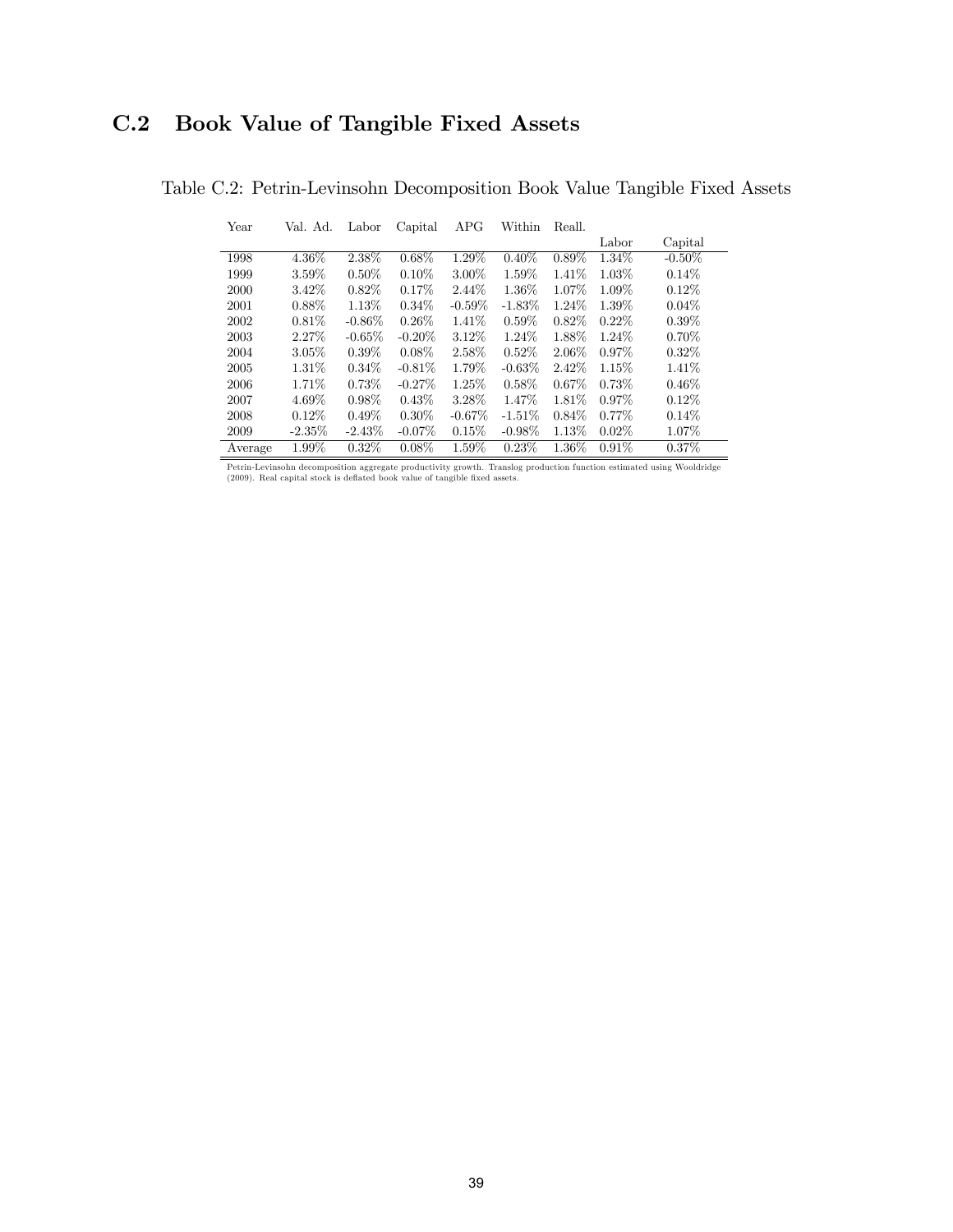## C.2 Book Value of Tangible Fixed Assets

Table C.2: Petrin-Levinsohn Decomposition Book Value Tangible Fixed Assets

| Year | Val. Ad. | Labor | Capital | APG | Within | Reall. | | |
|---|---|---|---|---|---|---|---|---|
| | | | | | | | Labor | Capital |
| 1998 | 4.36% | 2.38% | 0.68% | 1.29% | 0.40% | 0.89% | 1.34% | -0.50% |
| 1999 | 3.59% | 0.50% | 0.10% | 3.00% | 1.59% | 1.41% | 1.03% | 0.14% |
| 2000 | 3.42% | 0.82% | 0.17% | 2.44% | 1.36% | 1.07% | 1.09% | 0.12% |
| 2001 | 0.88% | 1.13% | 0.34% | -0.59% | -1.83% | 1.24% | 1.39% | 0.04% |
| 2002 | 0.81% | -0.86% | 0.26% | 1.41% | 0.59% | 0.82% | 0.22% | 0.39% |
| 2003 | 2.27% | -0.65% | -0.20% | 3.12% | 1.24% | 1.88% | 1.24% | 0.70% |
| 2004 | 3.05% | 0.39% | 0.08% | 2.58% | 0.52% | 2.06% | 0.97% | 0.32% |
| 2005 | 1.31% | 0.34% | -0.81% | 1.79% | -0.63% | 2.42% | 1.15% | 1.41% |
| 2006 | 1.71% | 0.73% | -0.27% | 1.25% | 0.58% | 0.67% | 0.73% | 0.46% |
| 2007 | 4.69% | 0.98% | 0.43% | 3.28% | 1.47% | 1.81% | 0.97% | 0.12% |
| 2008 | 0.12% | 0.49% | 0.30% | -0.67% | -1.51% | 0.84% | 0.77% | 0.14% |
| 2009 | -2.35% | -2.43% | -0.07% | 0.15% | -0.98% | 1.13% | 0.02% | 1.07% |
| Average | 1.99% | 0.32% | 0.08% | 1.59% | 0.23% | 1.36% | 0.91% | 0.37% |

Petrin-Levinsohn decomposition aggregate productivity growth. Translog production function estimated using Wooldridge (2009). Real capital stock is deflated book value of tangible fixed assets.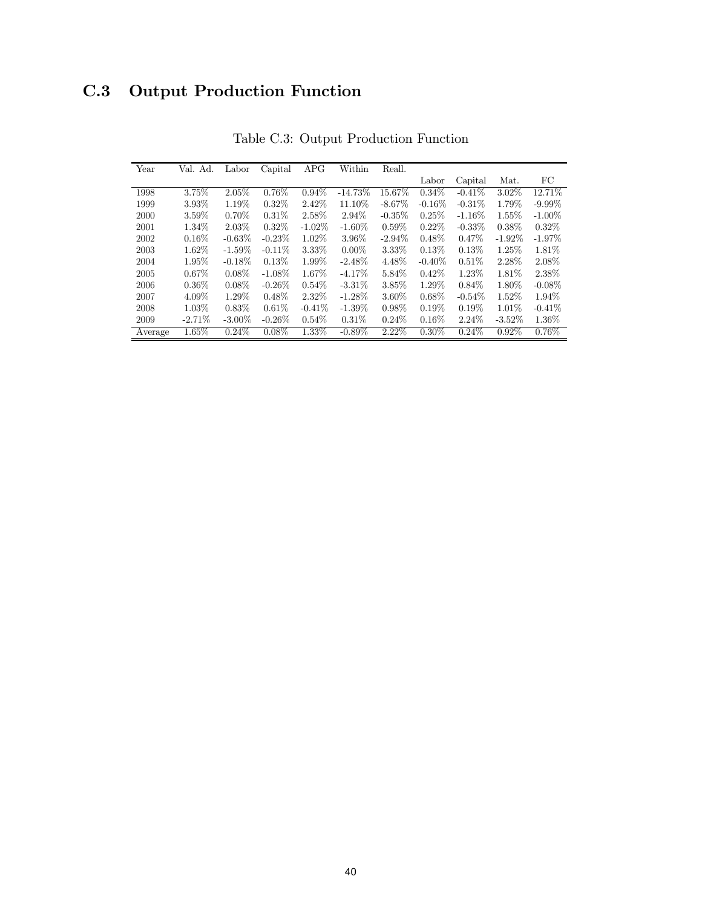## C.3 Output Production Function

Table C.3: Output Production Function

| Year | Val. Ad. | Labor | Capital | APG | Within | Reall. | | | | |
|---|---|---|---|---|---|---|---|---|---|---|
| | | | | | | | Labor | Capital | Mat. | FC |
| 1998 | 3.75% | 2.05% | 0.76% | 0.94% | -14.73% | 15.67% | 0.34% | -0.41% | 3.02% | 12.71% |
| 1999 | 3.93% | 1.19% | 0.32% | 2.42% | 11.10% | -8.67% | -0.16% | -0.31% | 1.79% | -9.99% |
| 2000 | 3.59% | 0.70% | 0.31% | 2.58% | 2.94% | -0.35% | 0.25% | -1.16% | 1.55% | -1.00% |
| 2001 | 1.34% | 2.03% | 0.32% | -1.02% | -1.60% | 0.59% | 0.22% | -0.33% | 0.38% | 0.32% |
| 2002 | 0.16% | -0.63% | -0.23% | 1.02% | 3.96% | -2.94% | 0.48% | 0.47% | -1.92% | -1.97% |
| 2003 | 1.62% | -1.59% | -0.11% | 3.33% | 0.00% | 3.33% | 0.13% | 0.13% | 1.25% | 1.81% |
| 2004 | 1.95% | -0.18% | 0.13% | 1.99% | -2.48% | 4.48% | -0.40% | 0.51% | 2.28% | 2.08% |
| 2005 | 0.67% | 0.08% | -1.08% | 1.67% | -4.17% | 5.84% | 0.42% | 1.23% | 1.81% | 2.38% |
| 2006 | 0.36% | 0.08% | -0.26% | 0.54% | -3.31% | 3.85% | 1.29% | 0.84% | 1.80% | -0.08% |
| 2007 | 4.09% | 1.29% | 0.48% | 2.32% | -1.28% | 3.60% | 0.68% | -0.54% | 1.52% | 1.94% |
| 2008 | 1.03% | 0.83% | 0.61% | -0.41% | -1.39% | 0.98% | 0.19% | 0.19% | 1.01% | -0.41% |
| 2009 | -2.71% | -3.00% | -0.26% | 0.54% | 0.31% | 0.24% | 0.16% | 2.24% | -3.52% | 1.36% |
| Average | 1.65% | 0.24% | 0.08% | 1.33% | -0.89% | 2.22% | 0.30% | 0.24% | 0.92% | 0.76% |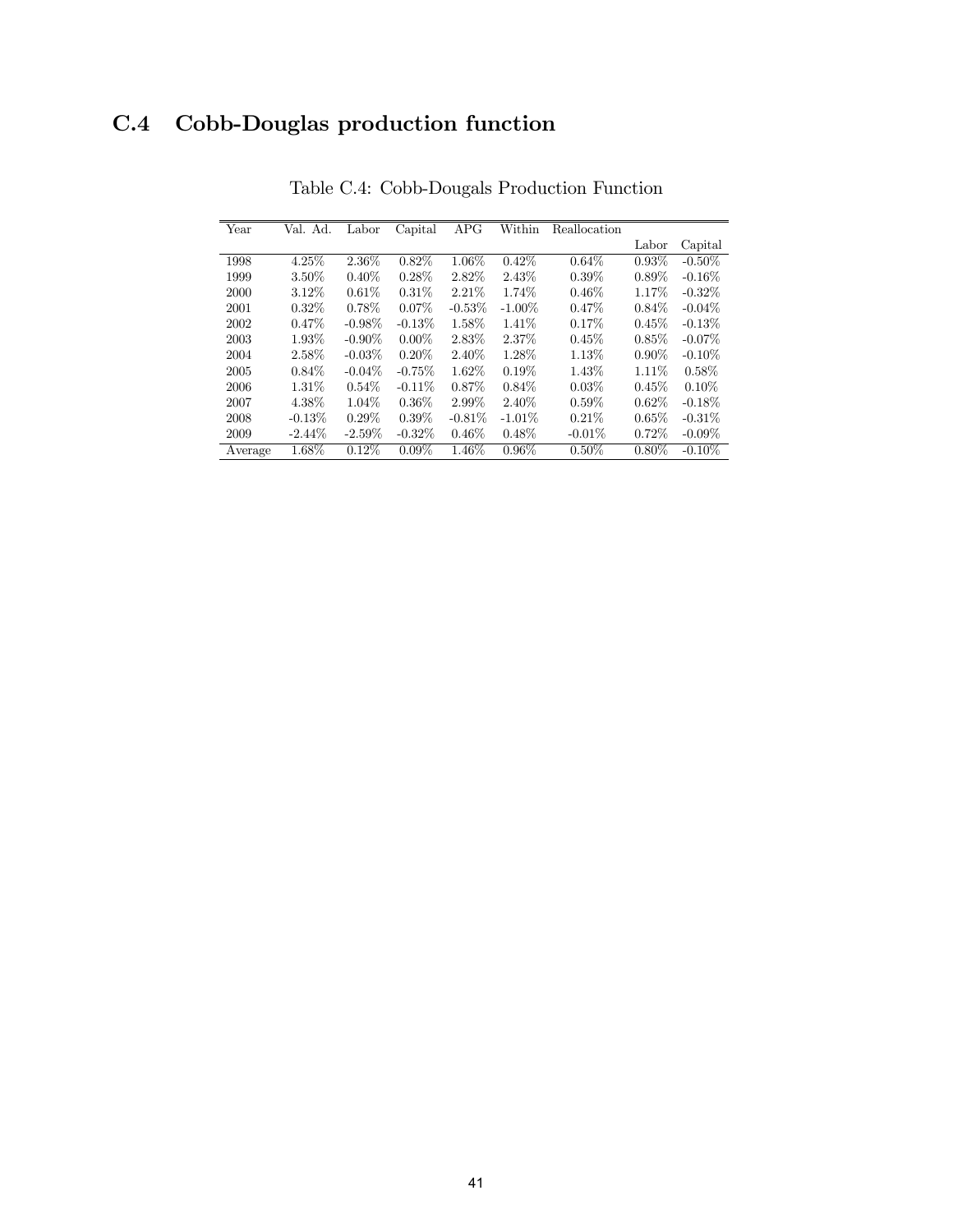## C.4 Cobb-Douglas production function

Table C.4: Cobb-Dougals Production Function

| Year | Val. Ad. | Labor | Capital | APG | Within | Reallocation | | |
|---|---|---|---|---|---|---|---|---|
| | | | | | | | Labor | Capital |
| 1998 | 4.25% | 2.36% | 0.82% | 1.06% | 0.42% | 0.64% | 0.93% | -0.50% |
| 1999 | 3.50% | 0.40% | 0.28% | 2.82% | 2.43% | 0.39% | 0.89% | -0.16% |
| 2000 | 3.12% | 0.61% | 0.31% | 2.21% | 1.74% | 0.46% | 1.17% | -0.32% |
| 2001 | 0.32% | 0.78% | 0.07% | -0.53% | -1.00% | 0.47% | 0.84% | -0.04% |
| 2002 | 0.47% | -0.98% | -0.13% | 1.58% | 1.41% | 0.17% | 0.45% | -0.13% |
| 2003 | 1.93% | -0.90% | 0.00% | 2.83% | 2.37% | 0.45% | 0.85% | -0.07% |
| 2004 | 2.58% | -0.03% | 0.20% | 2.40% | 1.28% | 1.13% | 0.90% | -0.10% |
| 2005 | 0.84% | -0.04% | -0.75% | 1.62% | 0.19% | 1.43% | 1.11% | 0.58% |
| 2006 | 1.31% | 0.54% | -0.11% | 0.87% | 0.84% | 0.03% | 0.45% | 0.10% |
| 2007 | 4.38% | 1.04% | 0.36% | 2.99% | 2.40% | 0.59% | 0.62% | -0.18% |
| 2008 | -0.13% | 0.29% | 0.39% | -0.81% | -1.01% | 0.21% | 0.65% | -0.31% |
| 2009 | -2.44% | -2.59% | -0.32% | 0.46% | 0.48% | -0.01% | 0.72% | -0.09% |
| Average | 1.68% | 0.12% | 0.09% | 1.46% | 0.96% | 0.50% | 0.80% | -0.10% |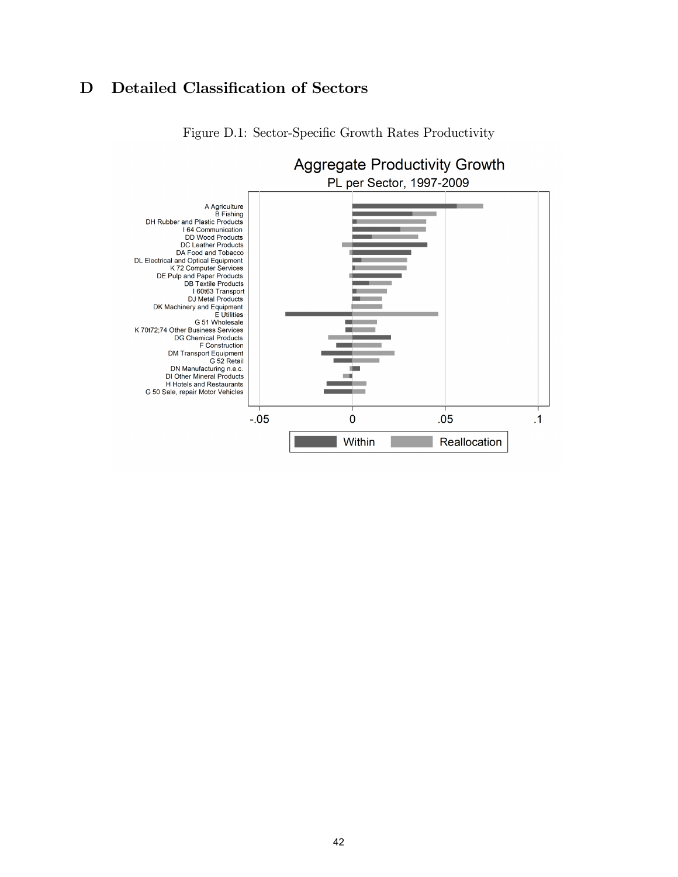# D Detailed Classification of Sectors

Figure D.1: Sector-Specific Growth Rates Productivity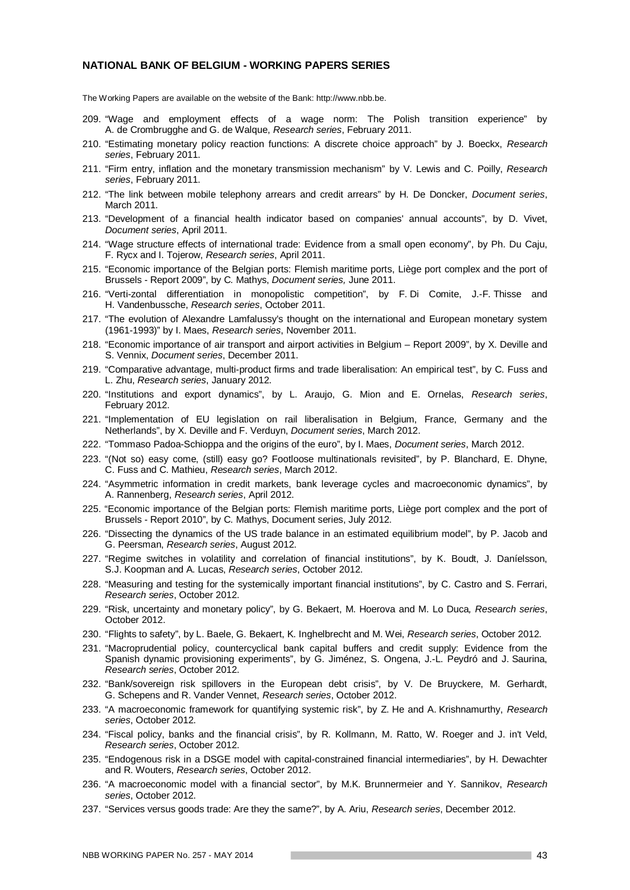**NATIONAL BANK OF BELGIUM - WORKING PAPERS SERIES**

The Working Papers are available on the website of the Bank: http://www.nbb.be.

209. "Wage and employment effects of a wage norm: The Polish transition experience" by A. de Crombrugghe and G. de Walque, *Research series*, February 2011.
210. "Estimating monetary policy reaction functions: A discrete choice approach" by J. Boeckx, *Research series*, February 2011.
211. "Firm entry, inflation and the monetary transmission mechanism" by V. Lewis and C. Poilly, *Research series*, February 2011.
212. "The link between mobile telephony arrears and credit arrears" by H. De Doncker, *Document series*, March 2011.
213. "Development of a financial health indicator based on companies' annual accounts", by D. Vivet, *Document series*, April 2011.
214. "Wage structure effects of international trade: Evidence from a small open economy", by Ph. Du Caju, F. Rycx and I. Tojerow, *Research series*, April 2011.
215. "Economic importance of the Belgian ports: Flemish maritime ports, Liège port complex and the port of Brussels - Report 2009", by C. Mathys, *Document series,* June 2011.
216. "Verti-zontal differentiation in monopolistic competition", by F. Di Comite, J.-F. Thisse and H. Vandenbussche, *Research series*, October 2011.
217. "The evolution of Alexandre Lamfalussy's thought on the international and European monetary system (1961-1993)" by I. Maes, *Research series*, November 2011.
218. "Economic importance of air transport and airport activities in Belgium – Report 2009", by X. Deville and S. Vennix, *Document series*, December 2011.
219. "Comparative advantage, multi-product firms and trade liberalisation: An empirical test", by C. Fuss and L. Zhu, *Research series*, January 2012.
220. "Institutions and export dynamics", by L. Araujo, G. Mion and E. Ornelas, *Research series*, February 2012.
221. "Implementation of EU legislation on rail liberalisation in Belgium, France, Germany and the Netherlands", by X. Deville and F. Verduyn, *Document series*, March 2012.
222. "Tommaso Padoa-Schioppa and the origins of the euro", by I. Maes, *Document series*, March 2012.
223. "(Not so) easy come, (still) easy go? Footloose multinationals revisited", by P. Blanchard, E. Dhyne, C. Fuss and C. Mathieu, *Research series*, March 2012.
224. "Asymmetric information in credit markets, bank leverage cycles and macroeconomic dynamics", by A. Rannenberg, *Research series*, April 2012.
225. "Economic importance of the Belgian ports: Flemish maritime ports, Liège port complex and the port of Brussels - Report 2010", by C. Mathys, Document series, July 2012.
226. "Dissecting the dynamics of the US trade balance in an estimated equilibrium model", by P. Jacob and G. Peersman, *Research series*, August 2012.
227. "Regime switches in volatility and correlation of financial institutions", by K. Boudt, J. Daníelsson, S.J. Koopman and A. Lucas, *Research series*, October 2012.
228. "Measuring and testing for the systemically important financial institutions", by C. Castro and S. Ferrari, *Research series*, October 2012.
229. "Risk, uncertainty and monetary policy", by G. Bekaert, M. Hoerova and M. Lo Duca, *Research series*, October 2012.
230. "Flights to safety", by L. Baele, G. Bekaert, K. Inghelbrecht and M. Wei, *Research series*, October 2012.
231. "Macroprudential policy, countercyclical bank capital buffers and credit supply: Evidence from the Spanish dynamic provisioning experiments", by G. Jiménez, S. Ongena, J.-L. Peydró and J. Saurina, *Research series*, October 2012.
232. "Bank/sovereign risk spillovers in the European debt crisis", by V. De Bruyckere, M. Gerhardt, G. Schepens and R. Vander Vennet, *Research series*, October 2012.
233. "A macroeconomic framework for quantifying systemic risk", by Z. He and A. Krishnamurthy, *Research series*, October 2012.
234. "Fiscal policy, banks and the financial crisis", by R. Kollmann, M. Ratto, W. Roeger and J. in't Veld, *Research series*, October 2012.
235. "Endogenous risk in a DSGE model with capital-constrained financial intermediaries", by H. Dewachter and R. Wouters, *Research series*, October 2012.
236. "A macroeconomic model with a financial sector", by M.K. Brunnermeier and Y. Sannikov, *Research series*, October 2012.
237. "Services versus goods trade: Are they the same?", by A. Ariu, *Research series*, December 2012.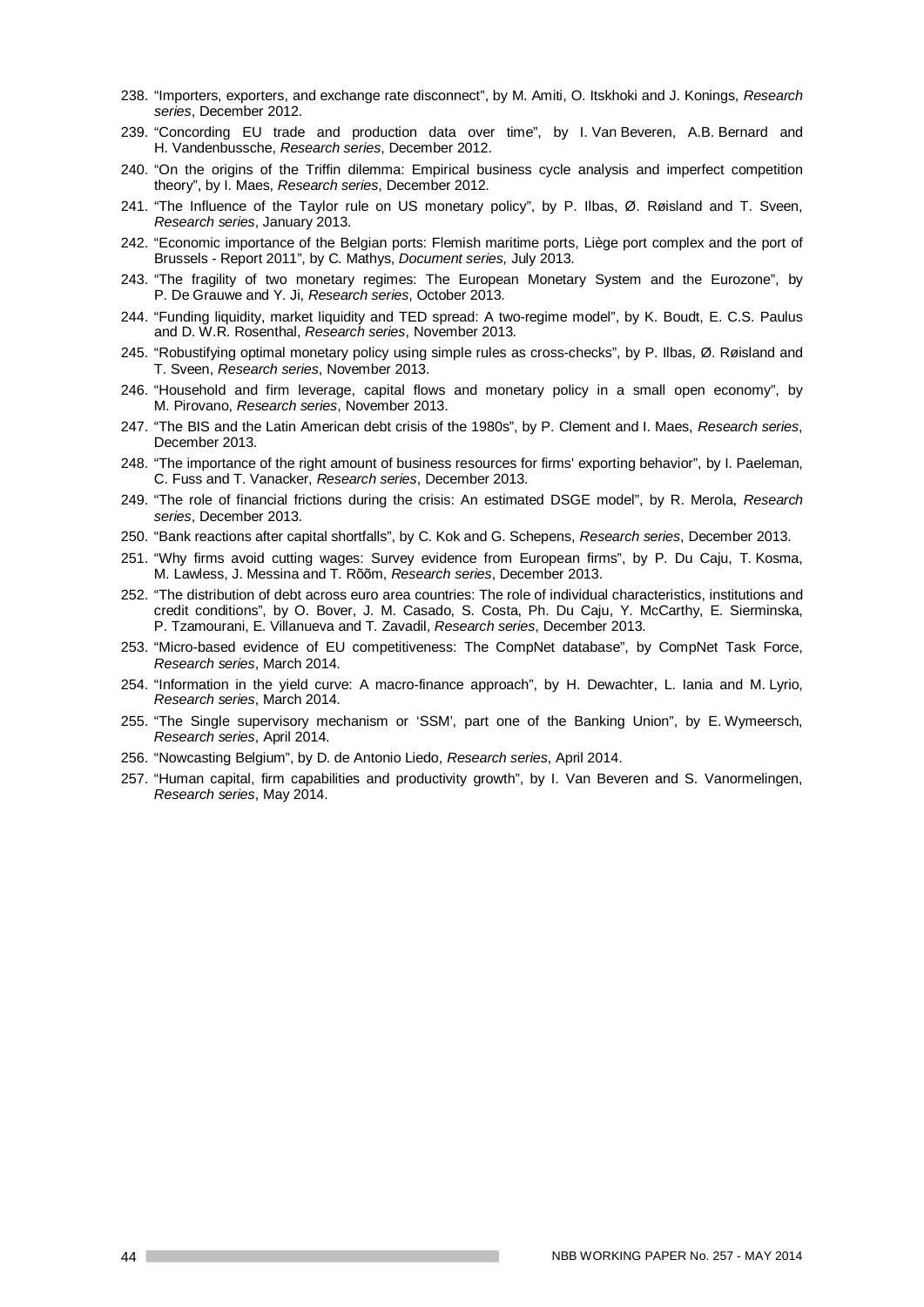238. "Importers, exporters, and exchange rate disconnect", by M. Amiti, O. Itskhoki and J. Konings, *Research series*, December 2012.
239. "Concording EU trade and production data over time", by I. Van Beveren, A.B. Bernard and H. Vandenbussche, *Research series*, December 2012.
240. "On the origins of the Triffin dilemma: Empirical business cycle analysis and imperfect competition theory", by I. Maes, *Research series*, December 2012.
241. "The Influence of the Taylor rule on US monetary policy", by P. Ilbas, Ø. Røisland and T. Sveen, *Research series*, January 2013.
242. "Economic importance of the Belgian ports: Flemish maritime ports, Liège port complex and the port of Brussels - Report 2011", by C. Mathys, *Document series,* July 2013.
243. "The fragility of two monetary regimes: The European Monetary System and the Eurozone", by P. De Grauwe and Y. Ji, *Research series*, October 2013.
244. "Funding liquidity, market liquidity and TED spread: A two-regime model", by K. Boudt, E. C.S. Paulus and D. W.R. Rosenthal, *Research series*, November 2013.
245. "Robustifying optimal monetary policy using simple rules as cross-checks", by P. Ilbas, Ø. Røisland and T. Sveen, *Research series*, November 2013.
246. "Household and firm leverage, capital flows and monetary policy in a small open economy", by M. Pirovano, *Research series*, November 2013.
247. "The BIS and the Latin American debt crisis of the 1980s", by P. Clement and I. Maes, *Research series*, December 2013.
248. "The importance of the right amount of business resources for firms' exporting behavior", by I. Paeleman, C. Fuss and T. Vanacker, *Research series*, December 2013.
249. "The role of financial frictions during the crisis: An estimated DSGE model", by R. Merola, *Research series*, December 2013.
250. "Bank reactions after capital shortfalls", by C. Kok and G. Schepens, *Research series*, December 2013.
251. "Why firms avoid cutting wages: Survey evidence from European firms", by P. Du Caju, T. Kosma, M. Lawless, J. Messina and T. Rõõm, *Research series*, December 2013.
252. "The distribution of debt across euro area countries: The role of individual characteristics, institutions and credit conditions", by O. Bover, J. M. Casado, S. Costa, Ph. Du Caju, Y. McCarthy, E. Sierminska, P. Tzamourani, E. Villanueva and T. Zavadil, *Research series*, December 2013.
253. "Micro-based evidence of EU competitiveness: The CompNet database", by CompNet Task Force, *Research series*, March 2014.
254. "Information in the yield curve: A macro-finance approach", by H. Dewachter, L. Iania and M. Lyrio, *Research series*, March 2014.
255. "The Single supervisory mechanism or 'SSM', part one of the Banking Union", by E. Wymeersch, *Research series*, April 2014.
256. "Nowcasting Belgium", by D. de Antonio Liedo, *Research series*, April 2014.
257. "Human capital, firm capabilities and productivity growth", by I. Van Beveren and S. Vanormelingen, *Research series*, May 2014.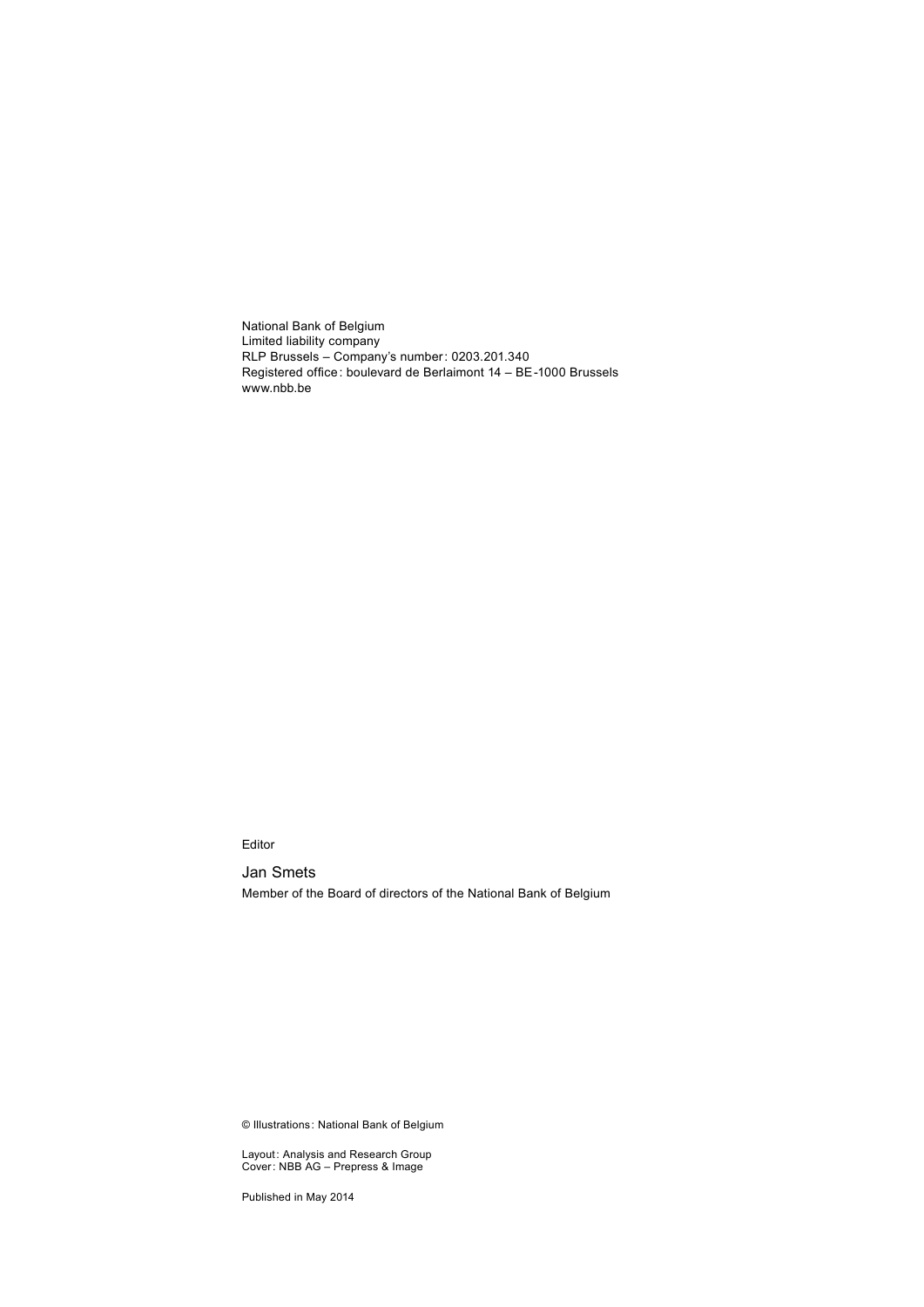National Bank of Belgium
Limited liability company
RLP Brussels – Company's number: 0203.201.340
Registered office: boulevard de Berlaimont 14 – BE-1000 Brussels
www.nbb.be

Editor

Jan Smets

Member of the Board of directors of the National Bank of Belgium

© Illustrations: National Bank of Belgium

Layout: Analysis and Research Group
Cover: NBB AG – Prepress & Image

Published in May 2014